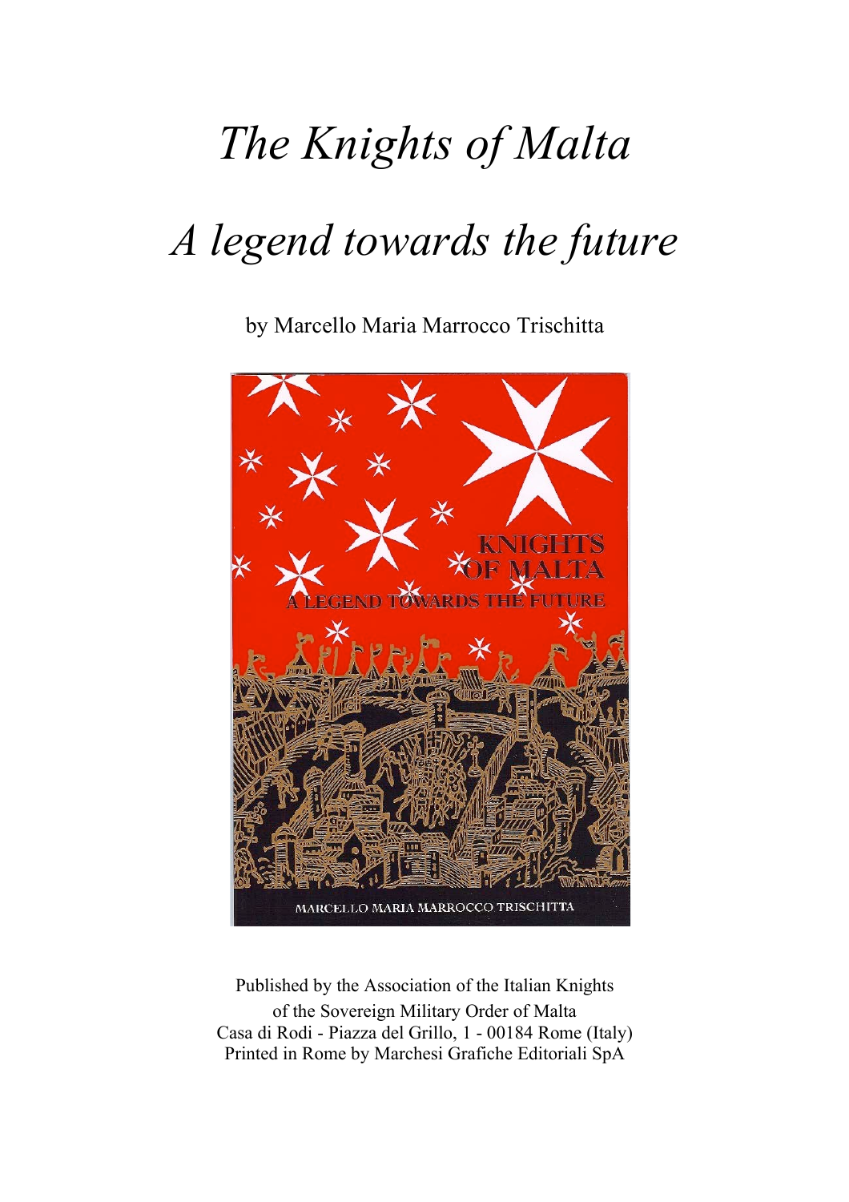# *The Knights of Malta*

# *A legend towards the future*

by Marcello Maria Marrocco Trischitta

Published by the Association of the Italian Knights
of the Sovereign Military Order of Malta
Casa di Rodi - Piazza del Grillo, 1 - 00184 Rome (Italy)
Printed in Rome by Marchesi Grafiche Editoriali SpA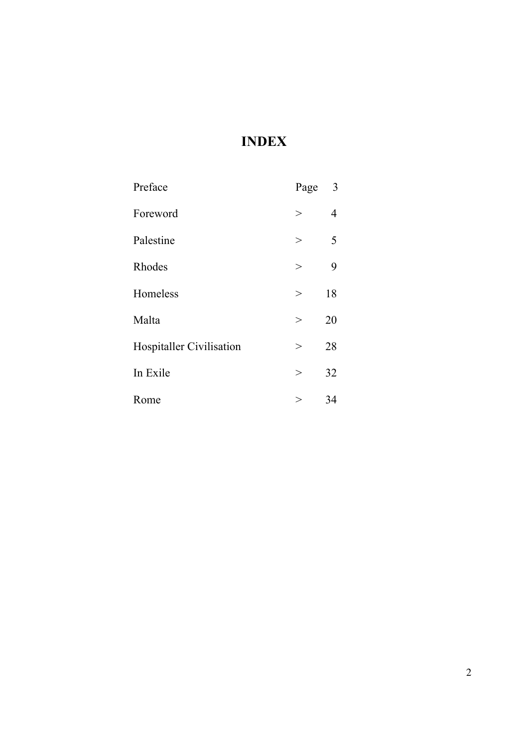# INDEX

| | | |
|---|---|---|
| Preface | Page | 3 |
| Foreword | > | 4 |
| Palestine | > | 5 |
| Rhodes | > | 9 |
| Homeless | > | 18 |
| Malta | > | 20 |
| Hospitaller Civilisation | > | 28 |
| In Exile | > | 32 |
| Rome | > | 34 |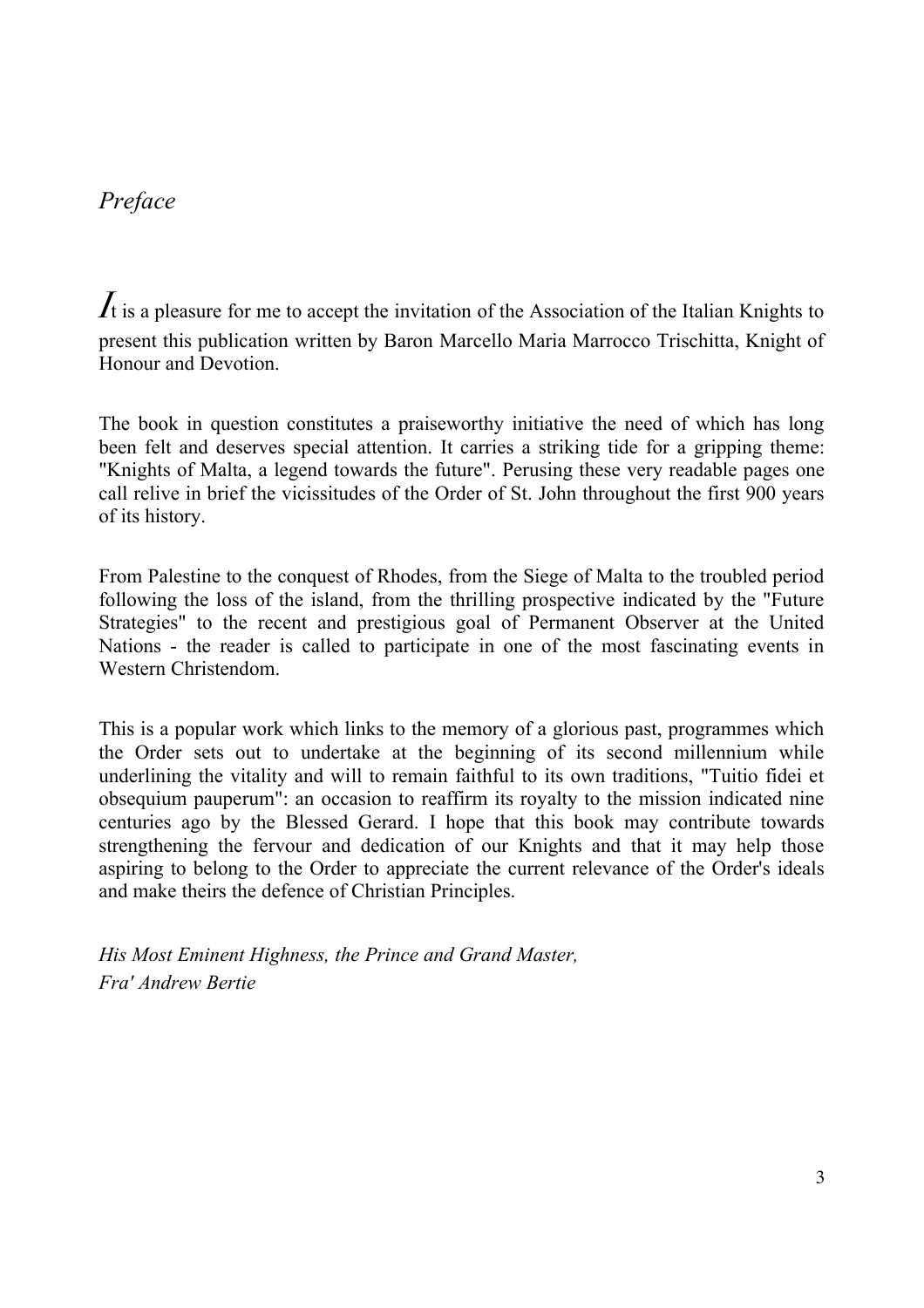# *Preface*

*I*t is a pleasure for me to accept the invitation of the Association of the Italian Knights to present this publication written by Baron Marcello Maria Marrocco Trischitta, Knight of Honour and Devotion.

The book in question constitutes a praiseworthy initiative the need of which has long been felt and deserves special attention. It carries a striking tide for a gripping theme: "Knights of Malta, a legend towards the future". Perusing these very readable pages one call relive in brief the vicissitudes of the Order of St. John throughout the first 900 years of its history.

From Palestine to the conquest of Rhodes, from the Siege of Malta to the troubled period following the loss of the island, from the thrilling prospective indicated by the "Future Strategies" to the recent and prestigious goal of Permanent Observer at the United Nations - the reader is called to participate in one of the most fascinating events in Western Christendom.

This is a popular work which links to the memory of a glorious past, programmes which the Order sets out to undertake at the beginning of its second millennium while underlining the vitality and will to remain faithful to its own traditions, "Tuitio fidei et obsequium pauperum": an occasion to reaffirm its royalty to the mission indicated nine centuries ago by the Blessed Gerard. I hope that this book may contribute towards strengthening the fervour and dedication of our Knights and that it may help those aspiring to belong to the Order to appreciate the current relevance of the Order's ideals and make theirs the defence of Christian Principles.

*His Most Eminent Highness, the Prince and Grand Master,*
*Fra' Andrew Bertie*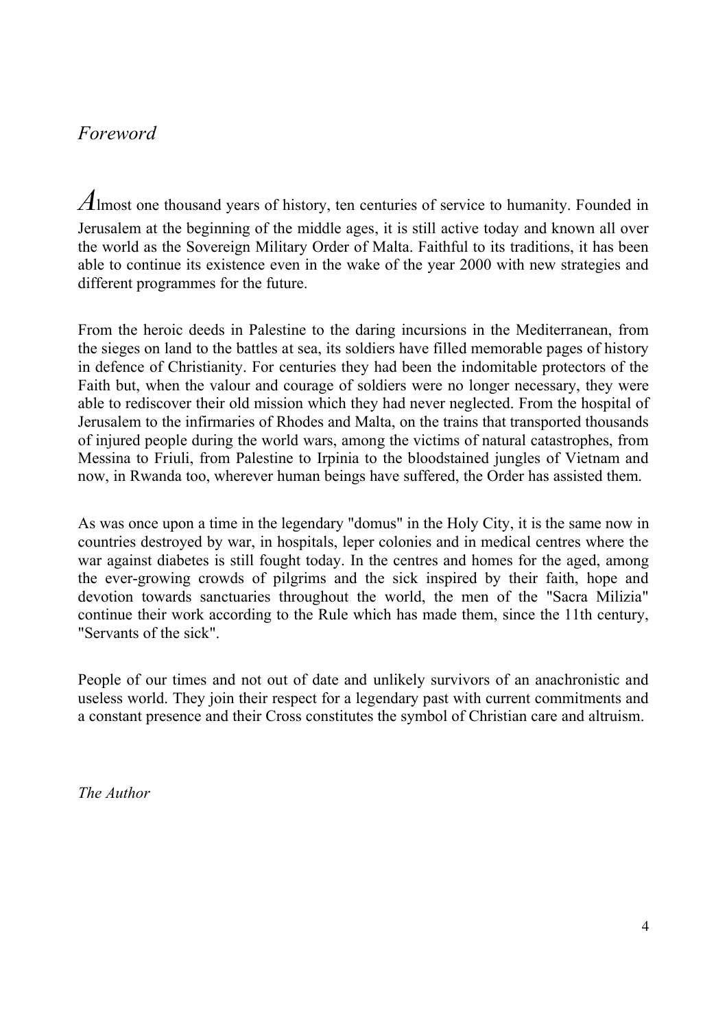## *Foreword*

Almost one thousand years of history, ten centuries of service to humanity. Founded in Jerusalem at the beginning of the middle ages, it is still active today and known all over the world as the Sovereign Military Order of Malta. Faithful to its traditions, it has been able to continue its existence even in the wake of the year 2000 with new strategies and different programmes for the future.

From the heroic deeds in Palestine to the daring incursions in the Mediterranean, from the sieges on land to the battles at sea, its soldiers have filled memorable pages of history in defence of Christianity. For centuries they had been the indomitable protectors of the Faith but, when the valour and courage of soldiers were no longer necessary, they were able to rediscover their old mission which they had never neglected. From the hospital of Jerusalem to the infirmaries of Rhodes and Malta, on the trains that transported thousands of injured people during the world wars, among the victims of natural catastrophes, from Messina to Friuli, from Palestine to Irpinia to the bloodstained jungles of Vietnam and now, in Rwanda too, wherever human beings have suffered, the Order has assisted them.

As was once upon a time in the legendary "domus" in the Holy City, it is the same now in countries destroyed by war, in hospitals, leper colonies and in medical centres where the war against diabetes is still fought today. In the centres and homes for the aged, among the ever-growing crowds of pilgrims and the sick inspired by their faith, hope and devotion towards sanctuaries throughout the world, the men of the "Sacra Milizia" continue their work according to the Rule which has made them, since the 11th century, "Servants of the sick".

People of our times and not out of date and unlikely survivors of an anachronistic and useless world. They join their respect for a legendary past with current commitments and a constant presence and their Cross constitutes the symbol of Christian care and altruism.

*The Author*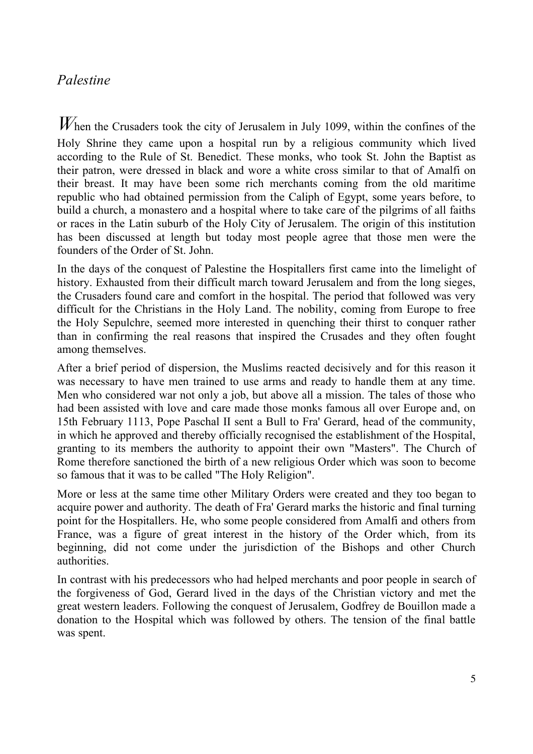## *Palestine*

When the Crusaders took the city of Jerusalem in July 1099, within the confines of the Holy Shrine they came upon a hospital run by a religious community which lived according to the Rule of St. Benedict. These monks, who took St. John the Baptist as their patron, were dressed in black and wore a white cross similar to that of Amalfi on their breast. It may have been some rich merchants coming from the old maritime republic who had obtained permission from the Caliph of Egypt, some years before, to build a church, a monastero and a hospital where to take care of the pilgrims of all faiths or races in the Latin suburb of the Holy City of Jerusalem. The origin of this institution has been discussed at length but today most people agree that those men were the founders of the Order of St. John.

In the days of the conquest of Palestine the Hospitallers first came into the limelight of history. Exhausted from their difficult march toward Jerusalem and from the long sieges, the Crusaders found care and comfort in the hospital. The period that followed was very difficult for the Christians in the Holy Land. The nobility, coming from Europe to free the Holy Sepulchre, seemed more interested in quenching their thirst to conquer rather than in confirming the real reasons that inspired the Crusades and they often fought among themselves.

After a brief period of dispersion, the Muslims reacted decisively and for this reason it was necessary to have men trained to use arms and ready to handle them at any time. Men who considered war not only a job, but above all a mission. The tales of those who had been assisted with love and care made those monks famous all over Europe and, on 15th February 1113, Pope Paschal II sent a Bull to Fra' Gerard, head of the community, in which he approved and thereby officially recognised the establishment of the Hospital, granting to its members the authority to appoint their own "Masters". The Church of Rome therefore sanctioned the birth of a new religious Order which was soon to become so famous that it was to be called "The Holy Religion".

More or less at the same time other Military Orders were created and they too began to acquire power and authority. The death of Fra' Gerard marks the historic and final turning point for the Hospitallers. He, who some people considered from Amalfi and others from France, was a figure of great interest in the history of the Order which, from its beginning, did not come under the jurisdiction of the Bishops and other Church authorities.

In contrast with his predecessors who had helped merchants and poor people in search of the forgiveness of God, Gerard lived in the days of the Christian victory and met the great western leaders. Following the conquest of Jerusalem, Godfrey de Bouillon made a donation to the Hospital which was followed by others. The tension of the final battle was spent.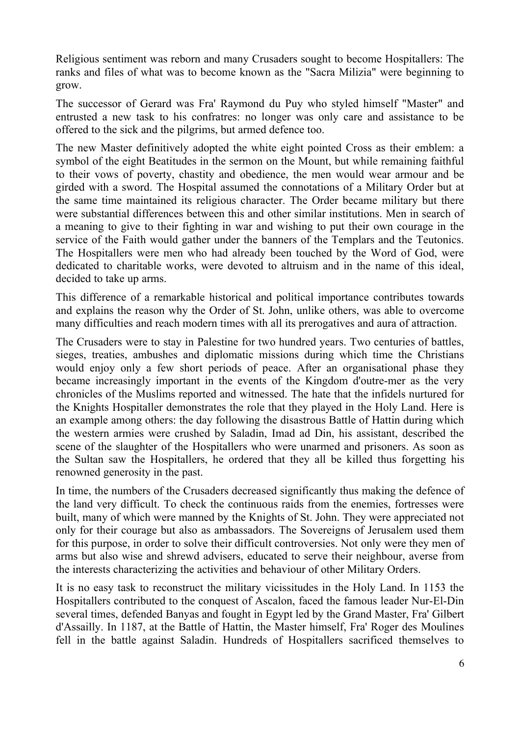Religious sentiment was reborn and many Crusaders sought to become Hospitallers: The ranks and files of what was to become known as the "Sacra Milizia" were beginning to grow.

The successor of Gerard was Fra' Raymond du Puy who styled himself "Master" and entrusted a new task to his confratres: no longer was only care and assistance to be offered to the sick and the pilgrims, but armed defence too.

The new Master definitively adopted the white eight pointed Cross as their emblem: a symbol of the eight Beatitudes in the sermon on the Mount, but while remaining faithful to their vows of poverty, chastity and obedience, the men would wear armour and be girded with a sword. The Hospital assumed the connotations of a Military Order but at the same time maintained its religious character. The Order became military but there were substantial differences between this and other similar institutions. Men in search of a meaning to give to their fighting in war and wishing to put their own courage in the service of the Faith would gather under the banners of the Templars and the Teutonics. The Hospitallers were men who had already been touched by the Word of God, were dedicated to charitable works, were devoted to altruism and in the name of this ideal, decided to take up arms.

This difference of a remarkable historical and political importance contributes towards and explains the reason why the Order of St. John, unlike others, was able to overcome many difficulties and reach modern times with all its prerogatives and aura of attraction.

The Crusaders were to stay in Palestine for two hundred years. Two centuries of battles, sieges, treaties, ambushes and diplomatic missions during which time the Christians would enjoy only a few short periods of peace. After an organisational phase they became increasingly important in the events of the Kingdom d'outre-mer as the very chronicles of the Muslims reported and witnessed. The hate that the infidels nurtured for the Knights Hospitaller demonstrates the role that they played in the Holy Land. Here is an example among others: the day following the disastrous Battle of Hattin during which the western armies were crushed by Saladin, Imad ad Din, his assistant, described the scene of the slaughter of the Hospitallers who were unarmed and prisoners. As soon as the Sultan saw the Hospitallers, he ordered that they all be killed thus forgetting his renowned generosity in the past.

In time, the numbers of the Crusaders decreased significantly thus making the defence of the land very difficult. To check the continuous raids from the enemies, fortresses were built, many of which were manned by the Knights of St. John. They were appreciated not only for their courage but also as ambassadors. The Sovereigns of Jerusalem used them for this purpose, in order to solve their difficult controversies. Not only were they men of arms but also wise and shrewd advisers, educated to serve their neighbour, averse from the interests characterizing the activities and behaviour of other Military Orders.

It is no easy task to reconstruct the military vicissitudes in the Holy Land. In 1153 the Hospitallers contributed to the conquest of Ascalon, faced the famous leader Nur-El-Din several times, defended Banyas and fought in Egypt led by the Grand Master, Fra' Gilbert d'Assailly. In 1187, at the Battle of Hattin, the Master himself, Fra' Roger des Moulines fell in the battle against Saladin. Hundreds of Hospitallers sacrificed themselves to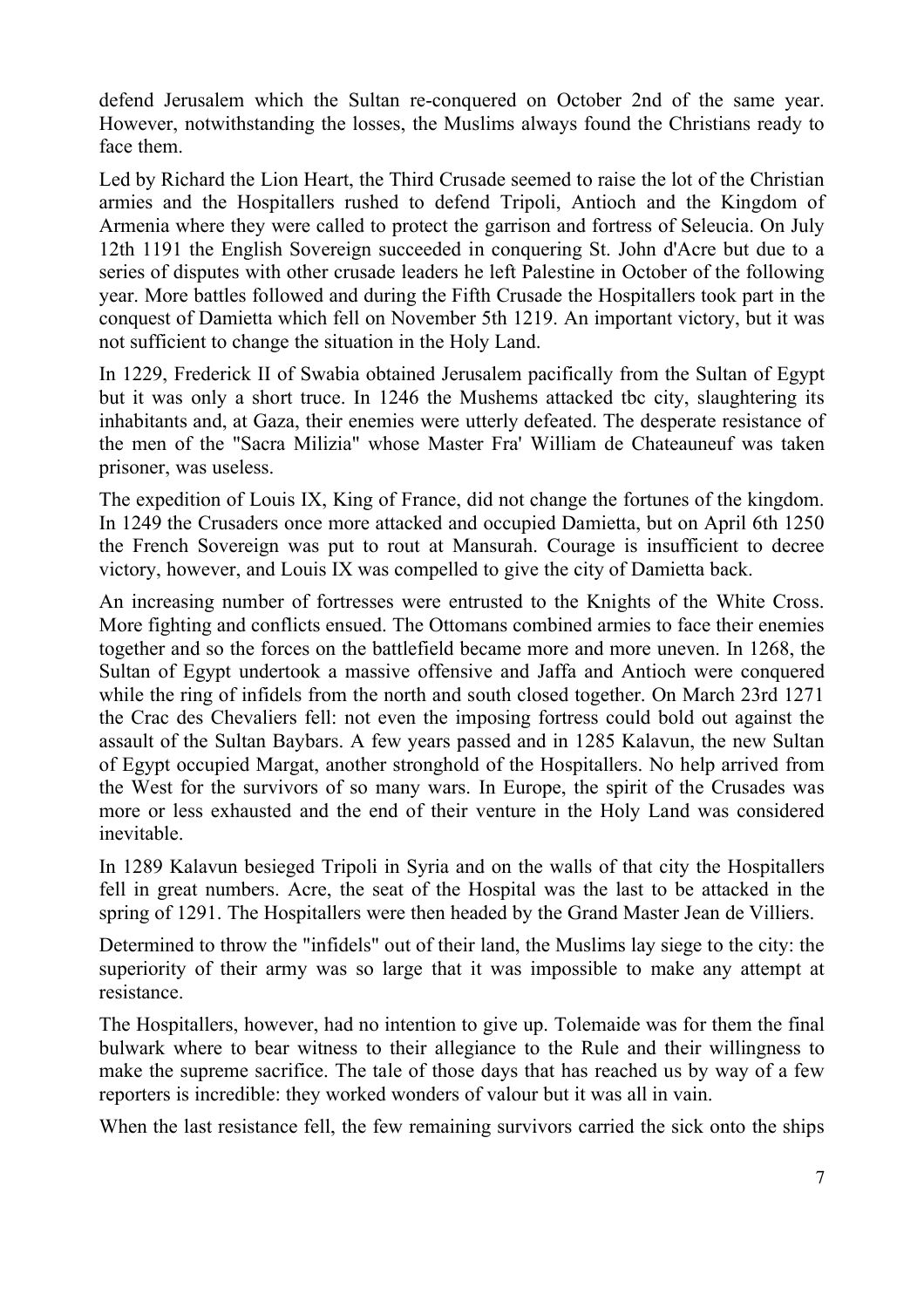defend Jerusalem which the Sultan re-conquered on October 2nd of the same year. However, notwithstanding the losses, the Muslims always found the Christians ready to face them.

Led by Richard the Lion Heart, the Third Crusade seemed to raise the lot of the Christian armies and the Hospitallers rushed to defend Tripoli, Antioch and the Kingdom of Armenia where they were called to protect the garrison and fortress of Seleucia. On July 12th 1191 the English Sovereign succeeded in conquering St. John d'Acre but due to a series of disputes with other crusade leaders he left Palestine in October of the following year. More battles followed and during the Fifth Crusade the Hospitallers took part in the conquest of Damietta which fell on November 5th 1219. An important victory, but it was not sufficient to change the situation in the Holy Land.

In 1229, Frederick II of Swabia obtained Jerusalem pacifically from the Sultan of Egypt but it was only a short truce. In 1246 the Mushems attacked tbc city, slaughtering its inhabitants and, at Gaza, their enemies were utterly defeated. The desperate resistance of the men of the "Sacra Milizia" whose Master Fra' William de Chateauneuf was taken prisoner, was useless.

The expedition of Louis IX, King of France, did not change the fortunes of the kingdom. In 1249 the Crusaders once more attacked and occupied Damietta, but on April 6th 1250 the French Sovereign was put to rout at Mansurah. Courage is insufficient to decree victory, however, and Louis IX was compelled to give the city of Damietta back.

An increasing number of fortresses were entrusted to the Knights of the White Cross. More fighting and conflicts ensued. The Ottomans combined armies to face their enemies together and so the forces on the battlefield became more and more uneven. In 1268, the Sultan of Egypt undertook a massive offensive and Jaffa and Antioch were conquered while the ring of infidels from the north and south closed together. On March 23rd 1271 the Crac des Chevaliers fell: not even the imposing fortress could bold out against the assault of the Sultan Baybars. A few years passed and in 1285 Kalavun, the new Sultan of Egypt occupied Margat, another stronghold of the Hospitallers. No help arrived from the West for the survivors of so many wars. In Europe, the spirit of the Crusades was more or less exhausted and the end of their venture in the Holy Land was considered inevitable.

In 1289 Kalavun besieged Tripoli in Syria and on the walls of that city the Hospitallers fell in great numbers. Acre, the seat of the Hospital was the last to be attacked in the spring of 1291. The Hospitallers were then headed by the Grand Master Jean de Villiers.

Determined to throw the "infidels" out of their land, the Muslims lay siege to the city: the superiority of their army was so large that it was impossible to make any attempt at resistance.

The Hospitallers, however, had no intention to give up. Tolemaide was for them the final bulwark where to bear witness to their allegiance to the Rule and their willingness to make the supreme sacrifice. The tale of those days that has reached us by way of a few reporters is incredible: they worked wonders of valour but it was all in vain.

When the last resistance fell, the few remaining survivors carried the sick onto the ships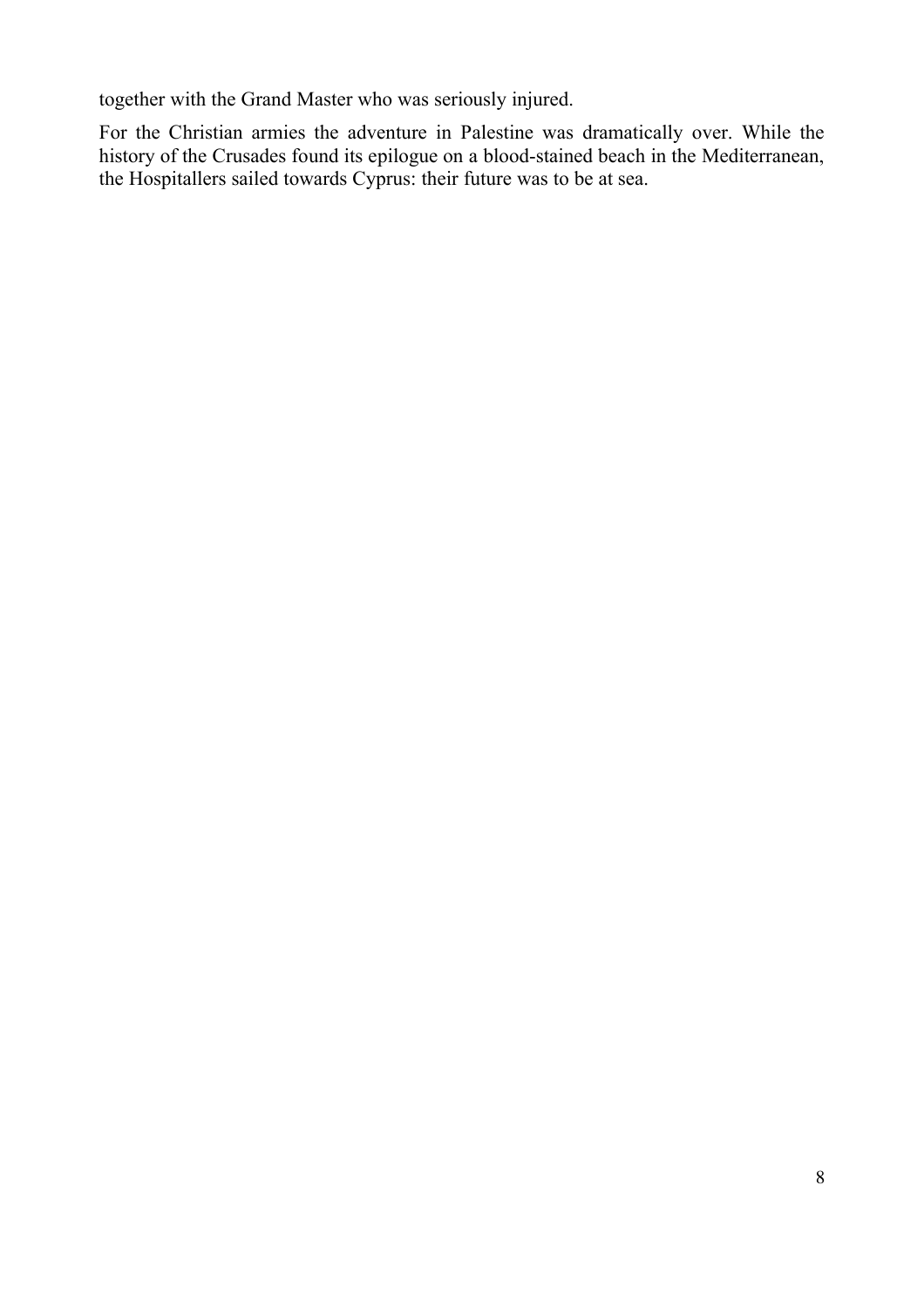together with the Grand Master who was seriously injured.

For the Christian armies the adventure in Palestine was dramatically over. While the history of the Crusades found its epilogue on a blood-stained beach in the Mediterranean, the Hospitallers sailed towards Cyprus: their future was to be at sea.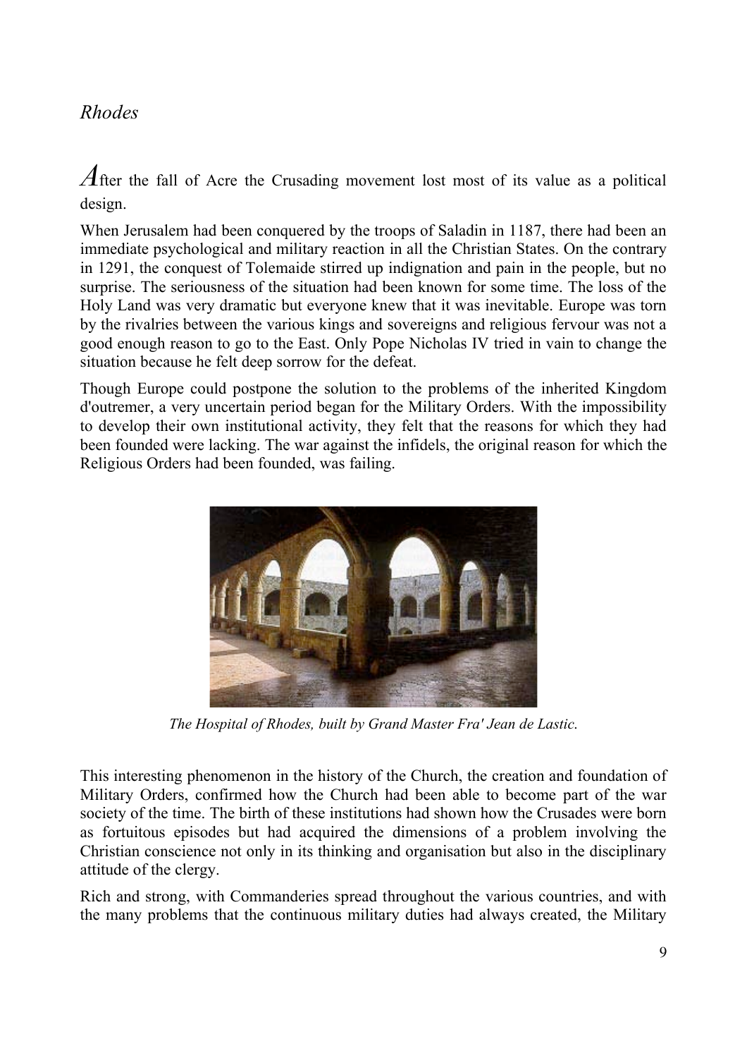# *Rhodes*

*A*fter the fall of Acre the Crusading movement lost most of its value as a political design.

When Jerusalem had been conquered by the troops of Saladin in 1187, there had been an immediate psychological and military reaction in all the Christian States. On the contrary in 1291, the conquest of Tolemaide stirred up indignation and pain in the people, but no surprise. The seriousness of the situation had been known for some time. The loss of the Holy Land was very dramatic but everyone knew that it was inevitable. Europe was torn by the rivalries between the various kings and sovereigns and religious fervour was not a good enough reason to go to the East. Only Pope Nicholas IV tried in vain to change the situation because he felt deep sorrow for the defeat.

Though Europe could postpone the solution to the problems of the inherited Kingdom d'outremer, a very uncertain period began for the Military Orders. With the impossibility to develop their own institutional activity, they felt that the reasons for which they had been founded were lacking. The war against the infidels, the original reason for which the Religious Orders had been founded, was failing.

*The Hospital of Rhodes, built by Grand Master Fra' Jean de Lastic.*

This interesting phenomenon in the history of the Church, the creation and foundation of Military Orders, confirmed how the Church had been able to become part of the war society of the time. The birth of these institutions had shown how the Crusades were born as fortuitous episodes but had acquired the dimensions of a problem involving the Christian conscience not only in its thinking and organisation but also in the disciplinary attitude of the clergy.

Rich and strong, with Commanderies spread throughout the various countries, and with the many problems that the continuous military duties had always created, the Military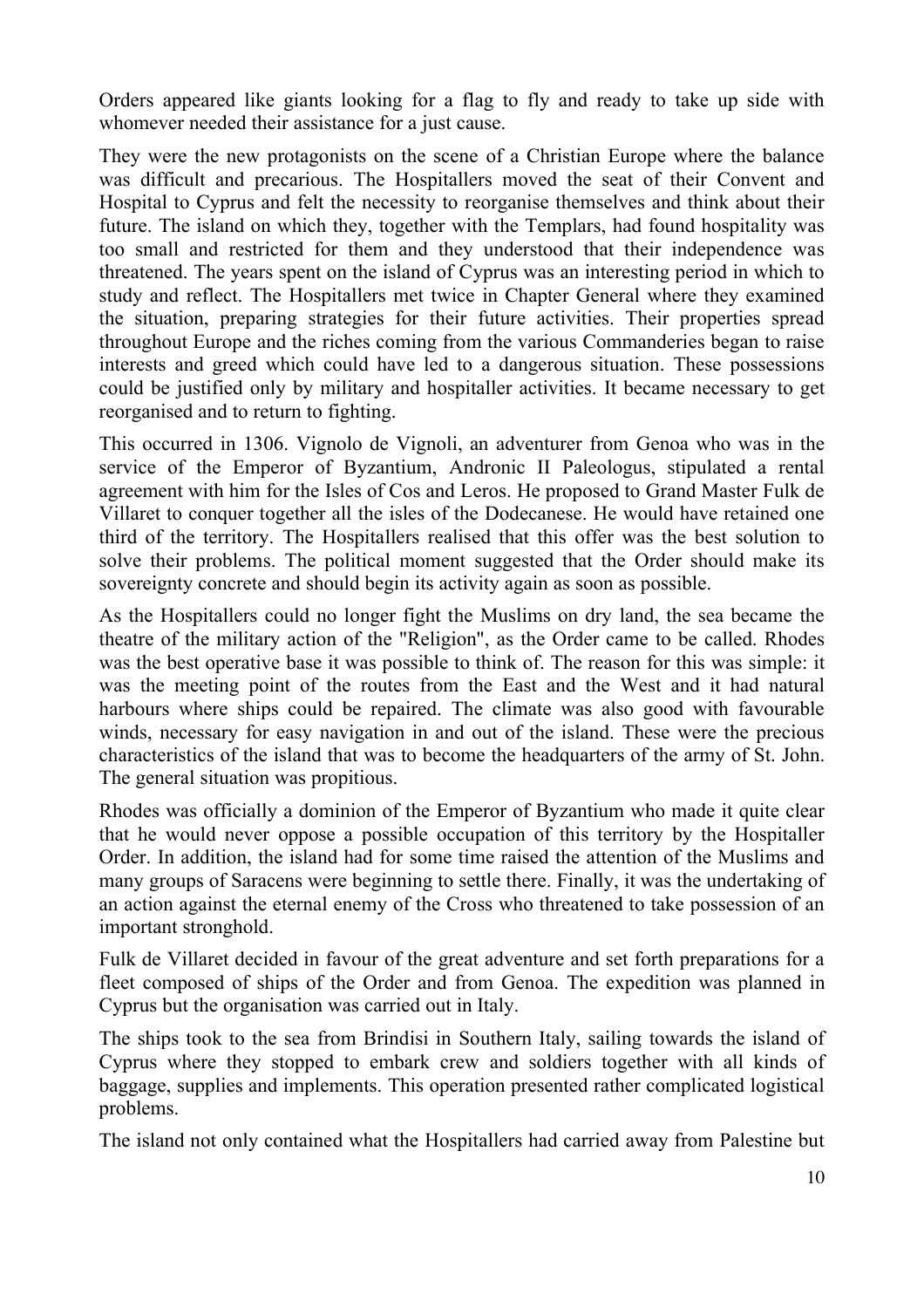Orders appeared like giants looking for a flag to fly and ready to take up side with whomever needed their assistance for a just cause.

They were the new protagonists on the scene of a Christian Europe where the balance was difficult and precarious. The Hospitallers moved the seat of their Convent and Hospital to Cyprus and felt the necessity to reorganise themselves and think about their future. The island on which they, together with the Templars, had found hospitality was too small and restricted for them and they understood that their independence was threatened. The years spent on the island of Cyprus was an interesting period in which to study and reflect. The Hospitallers met twice in Chapter General where they examined the situation, preparing strategies for their future activities. Their properties spread throughout Europe and the riches coming from the various Commanderies began to raise interests and greed which could have led to a dangerous situation. These possessions could be justified only by military and hospitaller activities. It became necessary to get reorganised and to return to fighting.

This occurred in 1306. Vignolo de Vignoli, an adventurer from Genoa who was in the service of the Emperor of Byzantium, Andronic II Paleologus, stipulated a rental agreement with him for the Isles of Cos and Leros. He proposed to Grand Master Fulk de Villaret to conquer together all the isles of the Dodecanese. He would have retained one third of the territory. The Hospitallers realised that this offer was the best solution to solve their problems. The political moment suggested that the Order should make its sovereignty concrete and should begin its activity again as soon as possible.

As the Hospitallers could no longer fight the Muslims on dry land, the sea became the theatre of the military action of the "Religion", as the Order came to be called. Rhodes was the best operative base it was possible to think of. The reason for this was simple: it was the meeting point of the routes from the East and the West and it had natural harbours where ships could be repaired. The climate was also good with favourable winds, necessary for easy navigation in and out of the island. These were the precious characteristics of the island that was to become the headquarters of the army of St. John. The general situation was propitious.

Rhodes was officially a dominion of the Emperor of Byzantium who made it quite clear that he would never oppose a possible occupation of this territory by the Hospitaller Order. In addition, the island had for some time raised the attention of the Muslims and many groups of Saracens were beginning to settle there. Finally, it was the undertaking of an action against the eternal enemy of the Cross who threatened to take possession of an important stronghold.

Fulk de Villaret decided in favour of the great adventure and set forth preparations for a fleet composed of ships of the Order and from Genoa. The expedition was planned in Cyprus but the organisation was carried out in Italy.

The ships took to the sea from Brindisi in Southern Italy, sailing towards the island of Cyprus where they stopped to embark crew and soldiers together with all kinds of baggage, supplies and implements. This operation presented rather complicated logistical problems.

The island not only contained what the Hospitallers had carried away from Palestine but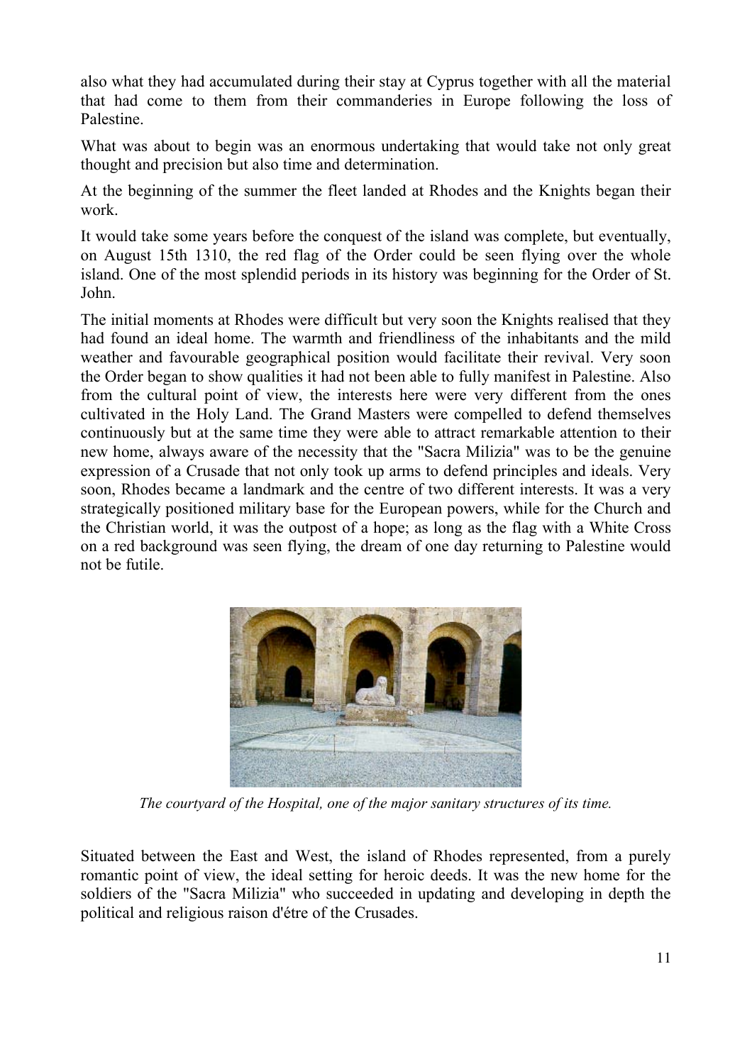also what they had accumulated during their stay at Cyprus together with all the material that had come to them from their commanderies in Europe following the loss of Palestine.

What was about to begin was an enormous undertaking that would take not only great thought and precision but also time and determination.

At the beginning of the summer the fleet landed at Rhodes and the Knights began their work.

It would take some years before the conquest of the island was complete, but eventually, on August 15th 1310, the red flag of the Order could be seen flying over the whole island. One of the most splendid periods in its history was beginning for the Order of St. John.

The initial moments at Rhodes were difficult but very soon the Knights realised that they had found an ideal home. The warmth and friendliness of the inhabitants and the mild weather and favourable geographical position would facilitate their revival. Very soon the Order began to show qualities it had not been able to fully manifest in Palestine. Also from the cultural point of view, the interests here were very different from the ones cultivated in the Holy Land. The Grand Masters were compelled to defend themselves continuously but at the same time they were able to attract remarkable attention to their new home, always aware of the necessity that the "Sacra Milizia" was to be the genuine expression of a Crusade that not only took up arms to defend principles and ideals. Very soon, Rhodes became a landmark and the centre of two different interests. It was a very strategically positioned military base for the European powers, while for the Church and the Christian world, it was the outpost of a hope; as long as the flag with a White Cross on a red background was seen flying, the dream of one day returning to Palestine would not be futile.

*The courtyard of the Hospital, one of the major sanitary structures of its time.*

Situated between the East and West, the island of Rhodes represented, from a purely romantic point of view, the ideal setting for heroic deeds. It was the new home for the soldiers of the "Sacra Milizia" who succeeded in updating and developing in depth the political and religious raison d'étre of the Crusades.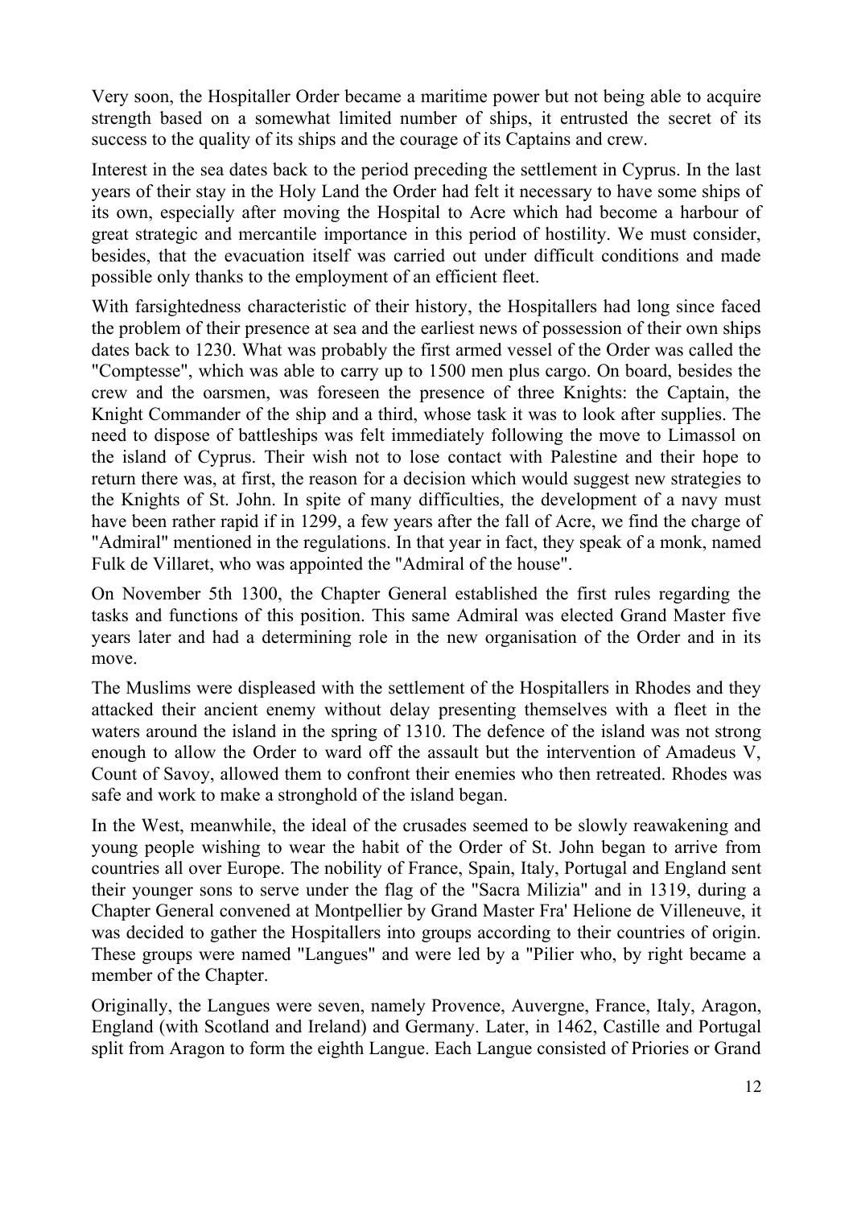Very soon, the Hospitaller Order became a maritime power but not being able to acquire strength based on a somewhat limited number of ships, it entrusted the secret of its success to the quality of its ships and the courage of its Captains and crew.

Interest in the sea dates back to the period preceding the settlement in Cyprus. In the last years of their stay in the Holy Land the Order had felt it necessary to have some ships of its own, especially after moving the Hospital to Acre which had become a harbour of great strategic and mercantile importance in this period of hostility. We must consider, besides, that the evacuation itself was carried out under difficult conditions and made possible only thanks to the employment of an efficient fleet.

With farsightedness characteristic of their history, the Hospitallers had long since faced the problem of their presence at sea and the earliest news of possession of their own ships dates back to 1230. What was probably the first armed vessel of the Order was called the "Comptesse", which was able to carry up to 1500 men plus cargo. On board, besides the crew and the oarsmen, was foreseen the presence of three Knights: the Captain, the Knight Commander of the ship and a third, whose task it was to look after supplies. The need to dispose of battleships was felt immediately following the move to Limassol on the island of Cyprus. Their wish not to lose contact with Palestine and their hope to return there was, at first, the reason for a decision which would suggest new strategies to the Knights of St. John. In spite of many difficulties, the development of a navy must have been rather rapid if in 1299, a few years after the fall of Acre, we find the charge of "Admiral" mentioned in the regulations. In that year in fact, they speak of a monk, named Fulk de Villaret, who was appointed the "Admiral of the house".

On November 5th 1300, the Chapter General established the first rules regarding the tasks and functions of this position. This same Admiral was elected Grand Master five years later and had a determining role in the new organisation of the Order and in its move.

The Muslims were displeased with the settlement of the Hospitallers in Rhodes and they attacked their ancient enemy without delay presenting themselves with a fleet in the waters around the island in the spring of 1310. The defence of the island was not strong enough to allow the Order to ward off the assault but the intervention of Amadeus V, Count of Savoy, allowed them to confront their enemies who then retreated. Rhodes was safe and work to make a stronghold of the island began.

In the West, meanwhile, the ideal of the crusades seemed to be slowly reawakening and young people wishing to wear the habit of the Order of St. John began to arrive from countries all over Europe. The nobility of France, Spain, Italy, Portugal and England sent their younger sons to serve under the flag of the "Sacra Milizia" and in 1319, during a Chapter General convened at Montpellier by Grand Master Fra' Helione de Villeneuve, it was decided to gather the Hospitallers into groups according to their countries of origin. These groups were named "Langues" and were led by a "Pilier who, by right became a member of the Chapter.

Originally, the Langues were seven, namely Provence, Auvergne, France, Italy, Aragon, England (with Scotland and Ireland) and Germany. Later, in 1462, Castille and Portugal split from Aragon to form the eighth Langue. Each Langue consisted of Priories or Grand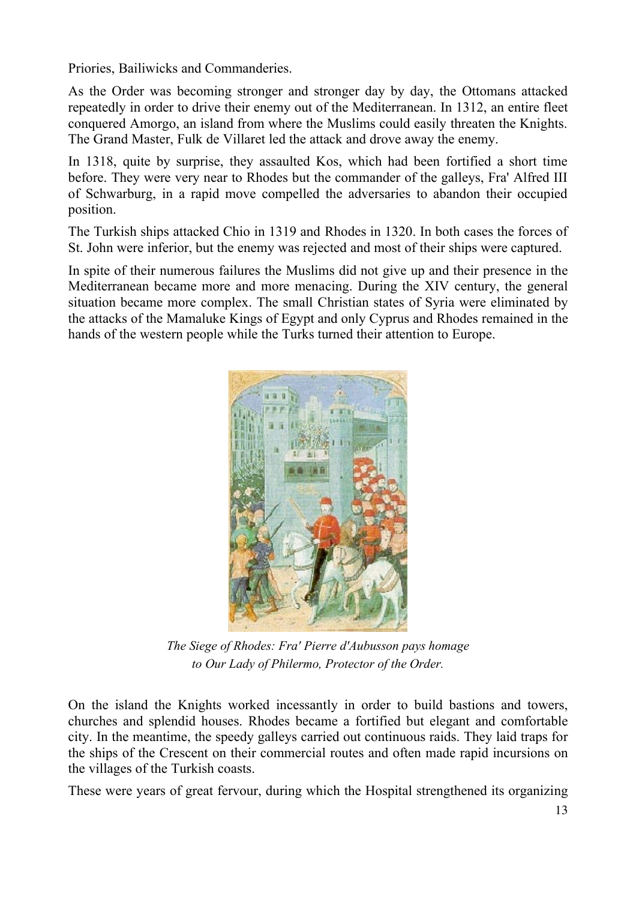Priories, Bailiwicks and Commanderies.

As the Order was becoming stronger and stronger day by day, the Ottomans attacked repeatedly in order to drive their enemy out of the Mediterranean. In 1312, an entire fleet conquered Amorgo, an island from where the Muslims could easily threaten the Knights. The Grand Master, Fulk de Villaret led the attack and drove away the enemy.

In 1318, quite by surprise, they assaulted Kos, which had been fortified a short time before. They were very near to Rhodes but the commander of the galleys, Fra' Alfred III of Schwarburg, in a rapid move compelled the adversaries to abandon their occupied position.

The Turkish ships attacked Chio in 1319 and Rhodes in 1320. In both cases the forces of St. John were inferior, but the enemy was rejected and most of their ships were captured.

In spite of their numerous failures the Muslims did not give up and their presence in the Mediterranean became more and more menacing. During the XIV century, the general situation became more complex. The small Christian states of Syria were eliminated by the attacks of the Mamaluke Kings of Egypt and only Cyprus and Rhodes remained in the hands of the western people while the Turks turned their attention to Europe.

*The Siege of Rhodes: Fra' Pierre d'Aubusson pays homage to Our Lady of Philermo, Protector of the Order.*

On the island the Knights worked incessantly in order to build bastions and towers, churches and splendid houses. Rhodes became a fortified but elegant and comfortable city. In the meantime, the speedy galleys carried out continuous raids. They laid traps for the ships of the Crescent on their commercial routes and often made rapid incursions on the villages of the Turkish coasts.

These were years of great fervour, during which the Hospital strengthened its organizing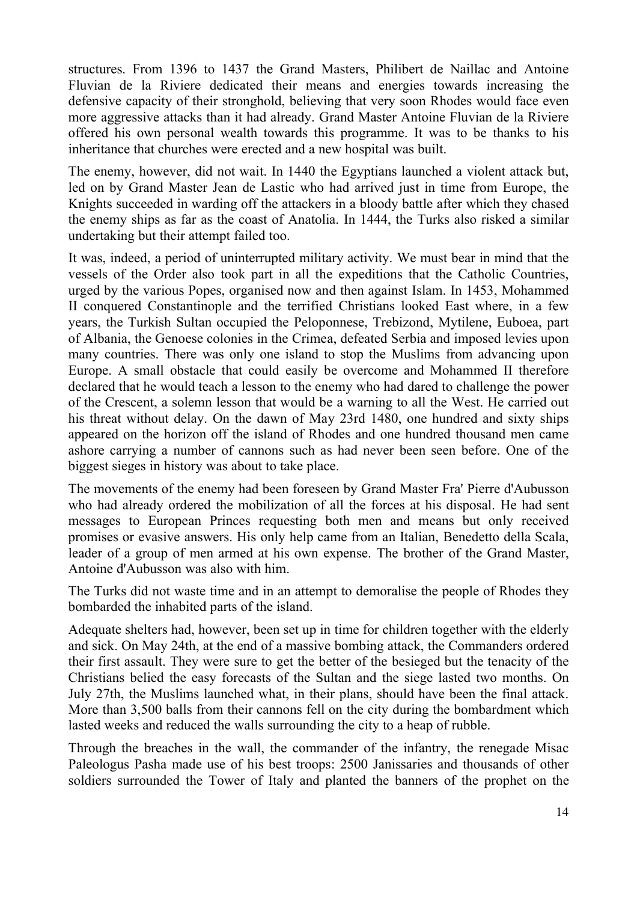structures. From 1396 to 1437 the Grand Masters, Philibert de Naillac and Antoine Fluvian de la Riviere dedicated their means and energies towards increasing the defensive capacity of their stronghold, believing that very soon Rhodes would face even more aggressive attacks than it had already. Grand Master Antoine Fluvian de la Riviere offered his own personal wealth towards this programme. It was to be thanks to his inheritance that churches were erected and a new hospital was built.

The enemy, however, did not wait. In 1440 the Egyptians launched a violent attack but, led on by Grand Master Jean de Lastic who had arrived just in time from Europe, the Knights succeeded in warding off the attackers in a bloody battle after which they chased the enemy ships as far as the coast of Anatolia. In 1444, the Turks also risked a similar undertaking but their attempt failed too.

It was, indeed, a period of uninterrupted military activity. We must bear in mind that the vessels of the Order also took part in all the expeditions that the Catholic Countries, urged by the various Popes, organised now and then against Islam. In 1453, Mohammed II conquered Constantinople and the terrified Christians looked East where, in a few years, the Turkish Sultan occupied the Peloponnese, Trebizond, Mytilene, Euboea, part of Albania, the Genoese colonies in the Crimea, defeated Serbia and imposed levies upon many countries. There was only one island to stop the Muslims from advancing upon Europe. A small obstacle that could easily be overcome and Mohammed II therefore declared that he would teach a lesson to the enemy who had dared to challenge the power of the Crescent, a solemn lesson that would be a warning to all the West. He carried out his threat without delay. On the dawn of May 23rd 1480, one hundred and sixty ships appeared on the horizon off the island of Rhodes and one hundred thousand men came ashore carrying a number of cannons such as had never been seen before. One of the biggest sieges in history was about to take place.

The movements of the enemy had been foreseen by Grand Master Fra' Pierre d'Aubusson who had already ordered the mobilization of all the forces at his disposal. He had sent messages to European Princes requesting both men and means but only received promises or evasive answers. His only help came from an Italian, Benedetto della Scala, leader of a group of men armed at his own expense. The brother of the Grand Master, Antoine d'Aubusson was also with him.

The Turks did not waste time and in an attempt to demoralise the people of Rhodes they bombarded the inhabited parts of the island.

Adequate shelters had, however, been set up in time for children together with the elderly and sick. On May 24th, at the end of a massive bombing attack, the Commanders ordered their first assault. They were sure to get the better of the besieged but the tenacity of the Christians belied the easy forecasts of the Sultan and the siege lasted two months. On July 27th, the Muslims launched what, in their plans, should have been the final attack. More than 3,500 balls from their cannons fell on the city during the bombardment which lasted weeks and reduced the walls surrounding the city to a heap of rubble.

Through the breaches in the wall, the commander of the infantry, the renegade Misac Paleologus Pasha made use of his best troops: 2500 Janissaries and thousands of other soldiers surrounded the Tower of Italy and planted the banners of the prophet on the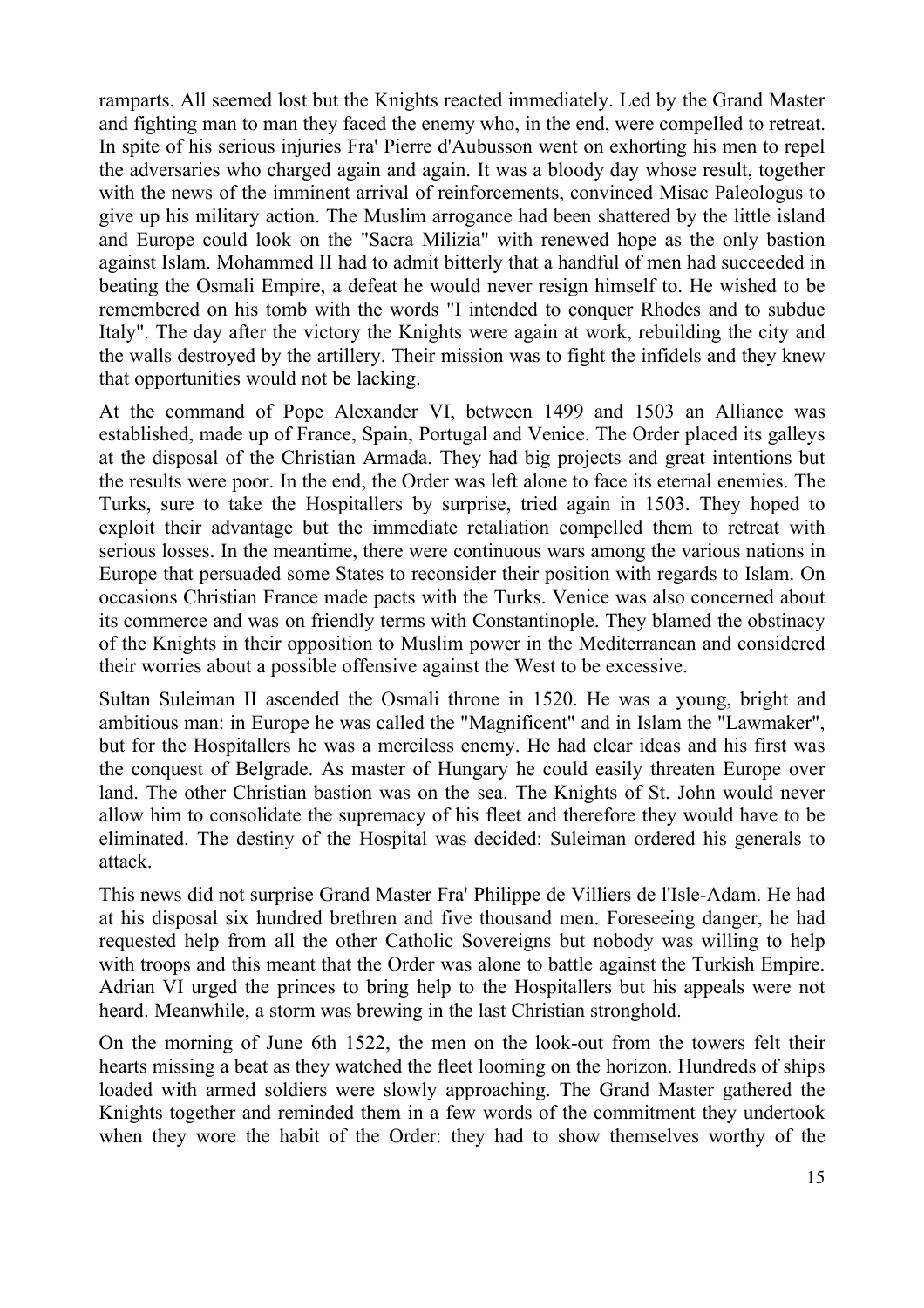ramparts. All seemed lost but the Knights reacted immediately. Led by the Grand Master and fighting man to man they faced the enemy who, in the end, were compelled to retreat. In spite of his serious injuries Fra' Pierre d'Aubusson went on exhorting his men to repel the adversaries who charged again and again. It was a bloody day whose result, together with the news of the imminent arrival of reinforcements, convinced Misac Paleologus to give up his military action. The Muslim arrogance had been shattered by the little island and Europe could look on the "Sacra Milizia" with renewed hope as the only bastion against Islam. Mohammed II had to admit bitterly that a handful of men had succeeded in beating the Osmali Empire, a defeat he would never resign himself to. He wished to be remembered on his tomb with the words "I intended to conquer Rhodes and to subdue Italy". The day after the victory the Knights were again at work, rebuilding the city and the walls destroyed by the artillery. Their mission was to fight the infidels and they knew that opportunities would not be lacking.

At the command of Pope Alexander VI, between 1499 and 1503 an Alliance was established, made up of France, Spain, Portugal and Venice. The Order placed its galleys at the disposal of the Christian Armada. They had big projects and great intentions but the results were poor. In the end, the Order was left alone to face its eternal enemies. The Turks, sure to take the Hospitallers by surprise, tried again in 1503. They hoped to exploit their advantage but the immediate retaliation compelled them to retreat with serious losses. In the meantime, there were continuous wars among the various nations in Europe that persuaded some States to reconsider their position with regards to Islam. On occasions Christian France made pacts with the Turks. Venice was also concerned about its commerce and was on friendly terms with Constantinople. They blamed the obstinacy of the Knights in their opposition to Muslim power in the Mediterranean and considered their worries about a possible offensive against the West to be excessive.

Sultan Suleiman II ascended the Osmali throne in 1520. He was a young, bright and ambitious man: in Europe he was called the "Magnificent" and in Islam the "Lawmaker", but for the Hospitallers he was a merciless enemy. He had clear ideas and his first was the conquest of Belgrade. As master of Hungary he could easily threaten Europe over land. The other Christian bastion was on the sea. The Knights of St. John would never allow him to consolidate the supremacy of his fleet and therefore they would have to be eliminated. The destiny of the Hospital was decided: Suleiman ordered his generals to attack.

This news did not surprise Grand Master Fra' Philippe de Villiers de l'Isle-Adam. He had at his disposal six hundred brethren and five thousand men. Foreseeing danger, he had requested help from all the other Catholic Sovereigns but nobody was willing to help with troops and this meant that the Order was alone to battle against the Turkish Empire. Adrian VI urged the princes to bring help to the Hospitallers but his appeals were not heard. Meanwhile, a storm was brewing in the last Christian stronghold.

On the morning of June 6th 1522, the men on the look-out from the towers felt their hearts missing a beat as they watched the fleet looming on the horizon. Hundreds of ships loaded with armed soldiers were slowly approaching. The Grand Master gathered the Knights together and reminded them in a few words of the commitment they undertook when they wore the habit of the Order: they had to show themselves worthy of the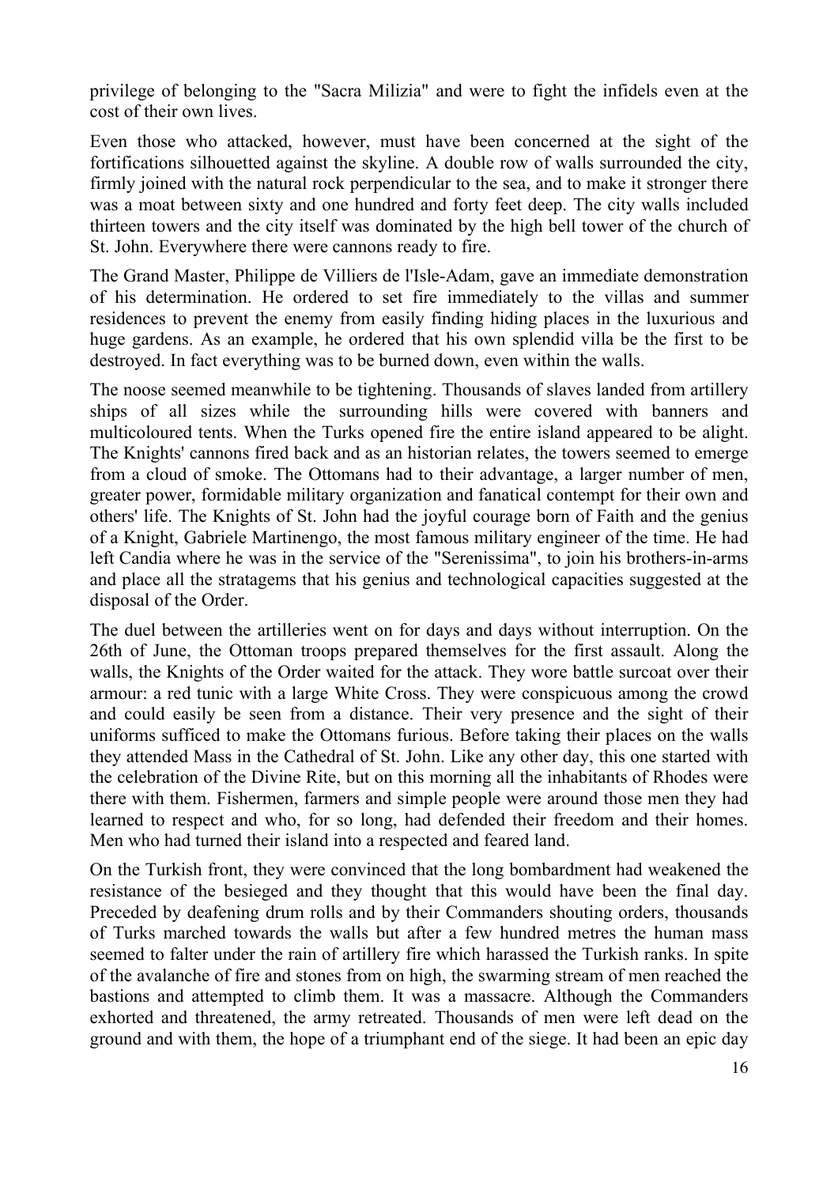privilege of belonging to the "Sacra Milizia" and were to fight the infidels even at the cost of their own lives.

Even those who attacked, however, must have been concerned at the sight of the fortifications silhouetted against the skyline. A double row of walls surrounded the city, firmly joined with the natural rock perpendicular to the sea, and to make it stronger there was a moat between sixty and one hundred and forty feet deep. The city walls included thirteen towers and the city itself was dominated by the high bell tower of the church of St. John. Everywhere there were cannons ready to fire.

The Grand Master, Philippe de Villiers de l'Isle-Adam, gave an immediate demonstration of his determination. He ordered to set fire immediately to the villas and summer residences to prevent the enemy from easily finding hiding places in the luxurious and huge gardens. As an example, he ordered that his own splendid villa be the first to be destroyed. In fact everything was to be burned down, even within the walls.

The noose seemed meanwhile to be tightening. Thousands of slaves landed from artillery ships of all sizes while the surrounding hills were covered with banners and multicoloured tents. When the Turks opened fire the entire island appeared to be alight. The Knights' cannons fired back and as an historian relates, the towers seemed to emerge from a cloud of smoke. The Ottomans had to their advantage, a larger number of men, greater power, formidable military organization and fanatical contempt for their own and others' life. The Knights of St. John had the joyful courage born of Faith and the genius of a Knight, Gabriele Martinengo, the most famous military engineer of the time. He had left Candia where he was in the service of the "Serenissima", to join his brothers-in-arms and place all the stratagems that his genius and technological capacities suggested at the disposal of the Order.

The duel between the artilleries went on for days and days without interruption. On the 26th of June, the Ottoman troops prepared themselves for the first assault. Along the walls, the Knights of the Order waited for the attack. They wore battle surcoat over their armour: a red tunic with a large White Cross. They were conspicuous among the crowd and could easily be seen from a distance. Their very presence and the sight of their uniforms sufficed to make the Ottomans furious. Before taking their places on the walls they attended Mass in the Cathedral of St. John. Like any other day, this one started with the celebration of the Divine Rite, but on this morning all the inhabitants of Rhodes were there with them. Fishermen, farmers and simple people were around those men they had learned to respect and who, for so long, had defended their freedom and their homes. Men who had turned their island into a respected and feared land.

On the Turkish front, they were convinced that the long bombardment had weakened the resistance of the besieged and they thought that this would have been the final day. Preceded by deafening drum rolls and by their Commanders shouting orders, thousands of Turks marched towards the walls but after a few hundred metres the human mass seemed to falter under the rain of artillery fire which harassed the Turkish ranks. In spite of the avalanche of fire and stones from on high, the swarming stream of men reached the bastions and attempted to climb them. It was a massacre. Although the Commanders exhorted and threatened, the army retreated. Thousands of men were left dead on the ground and with them, the hope of a triumphant end of the siege. It had been an epic day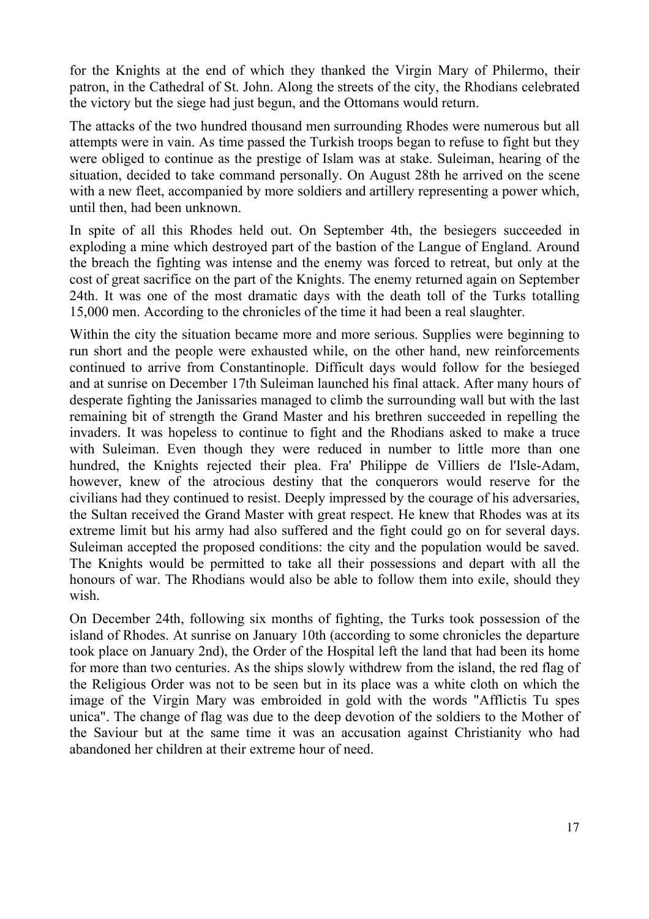for the Knights at the end of which they thanked the Virgin Mary of Philermo, their patron, in the Cathedral of St. John. Along the streets of the city, the Rhodians celebrated the victory but the siege had just begun, and the Ottomans would return.

The attacks of the two hundred thousand men surrounding Rhodes were numerous but all attempts were in vain. As time passed the Turkish troops began to refuse to fight but they were obliged to continue as the prestige of Islam was at stake. Suleiman, hearing of the situation, decided to take command personally. On August 28th he arrived on the scene with a new fleet, accompanied by more soldiers and artillery representing a power which, until then, had been unknown.

In spite of all this Rhodes held out. On September 4th, the besiegers succeeded in exploding a mine which destroyed part of the bastion of the Langue of England. Around the breach the fighting was intense and the enemy was forced to retreat, but only at the cost of great sacrifice on the part of the Knights. The enemy returned again on September 24th. It was one of the most dramatic days with the death toll of the Turks totalling 15,000 men. According to the chronicles of the time it had been a real slaughter.

Within the city the situation became more and more serious. Supplies were beginning to run short and the people were exhausted while, on the other hand, new reinforcements continued to arrive from Constantinople. Difficult days would follow for the besieged and at sunrise on December 17th Suleiman launched his final attack. After many hours of desperate fighting the Janissaries managed to climb the surrounding wall but with the last remaining bit of strength the Grand Master and his brethren succeeded in repelling the invaders. It was hopeless to continue to fight and the Rhodians asked to make a truce with Suleiman. Even though they were reduced in number to little more than one hundred, the Knights rejected their plea. Fra' Philippe de Villiers de l'Isle-Adam, however, knew of the atrocious destiny that the conquerors would reserve for the civilians had they continued to resist. Deeply impressed by the courage of his adversaries, the Sultan received the Grand Master with great respect. He knew that Rhodes was at its extreme limit but his army had also suffered and the fight could go on for several days. Suleiman accepted the proposed conditions: the city and the population would be saved. The Knights would be permitted to take all their possessions and depart with all the honours of war. The Rhodians would also be able to follow them into exile, should they wish.

On December 24th, following six months of fighting, the Turks took possession of the island of Rhodes. At sunrise on January 10th (according to some chronicles the departure took place on January 2nd), the Order of the Hospital left the land that had been its home for more than two centuries. As the ships slowly withdrew from the island, the red flag of the Religious Order was not to be seen but in its place was a white cloth on which the image of the Virgin Mary was embroided in gold with the words "Afflictis Tu spes unica". The change of flag was due to the deep devotion of the soldiers to the Mother of the Saviour but at the same time it was an accusation against Christianity who had abandoned her children at their extreme hour of need.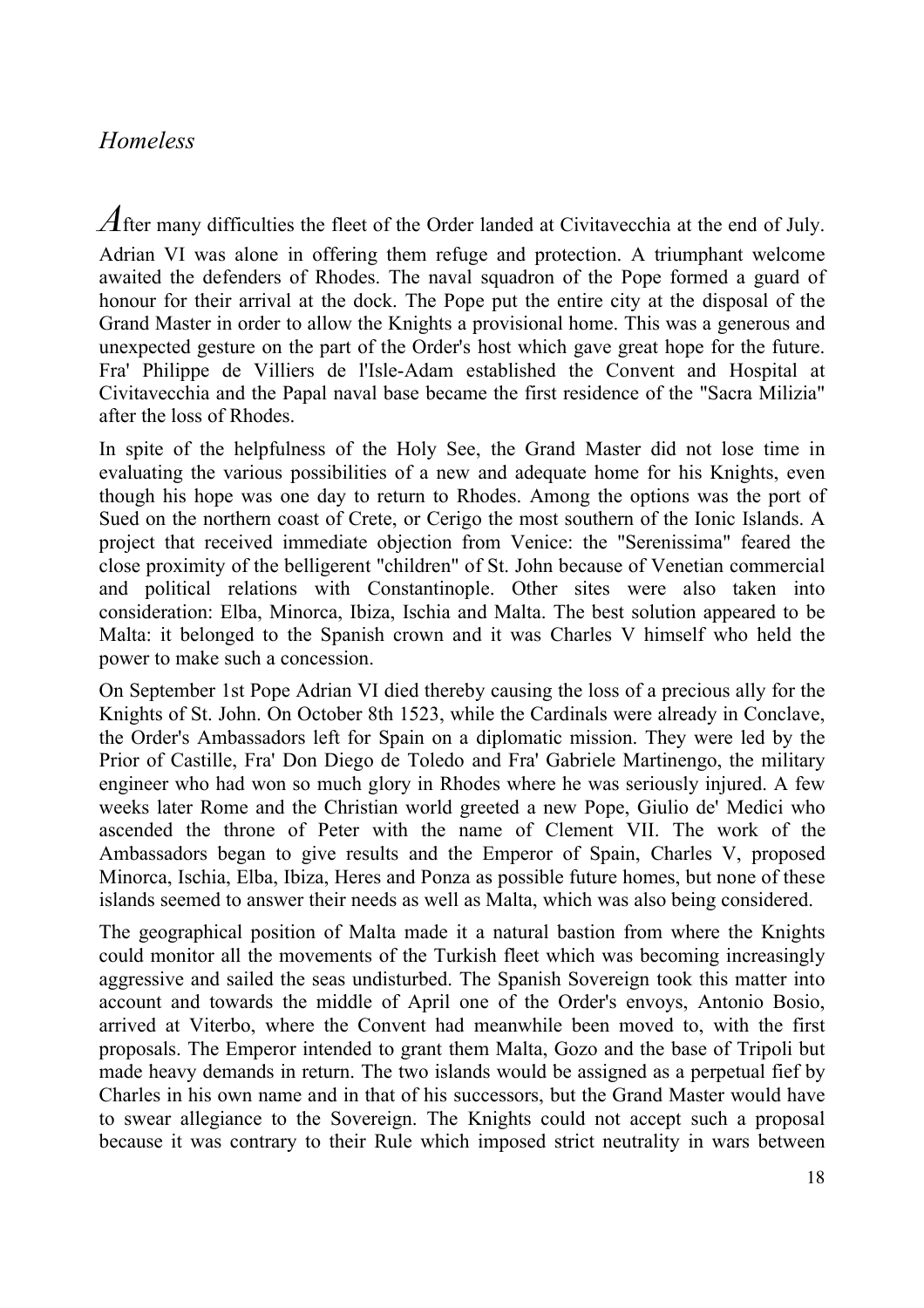## *Homeless*

After many difficulties the fleet of the Order landed at Civitavecchia at the end of July. Adrian VI was alone in offering them refuge and protection. A triumphant welcome awaited the defenders of Rhodes. The naval squadron of the Pope formed a guard of honour for their arrival at the dock. The Pope put the entire city at the disposal of the Grand Master in order to allow the Knights a provisional home. This was a generous and unexpected gesture on the part of the Order's host which gave great hope for the future. Fra' Philippe de Villiers de l'Isle-Adam established the Convent and Hospital at Civitavecchia and the Papal naval base became the first residence of the "Sacra Milizia" after the loss of Rhodes.

In spite of the helpfulness of the Holy See, the Grand Master did not lose time in evaluating the various possibilities of a new and adequate home for his Knights, even though his hope was one day to return to Rhodes. Among the options was the port of Sued on the northern coast of Crete, or Cerigo the most southern of the Ionic Islands. A project that received immediate objection from Venice: the "Serenissima" feared the close proximity of the belligerent "children" of St. John because of Venetian commercial and political relations with Constantinople. Other sites were also taken into consideration: Elba, Minorca, Ibiza, Ischia and Malta. The best solution appeared to be Malta: it belonged to the Spanish crown and it was Charles V himself who held the power to make such a concession.

On September 1st Pope Adrian VI died thereby causing the loss of a precious ally for the Knights of St. John. On October 8th 1523, while the Cardinals were already in Conclave, the Order's Ambassadors left for Spain on a diplomatic mission. They were led by the Prior of Castille, Fra' Don Diego de Toledo and Fra' Gabriele Martinengo, the military engineer who had won so much glory in Rhodes where he was seriously injured. A few weeks later Rome and the Christian world greeted a new Pope, Giulio de' Medici who ascended the throne of Peter with the name of Clement VII. The work of the Ambassadors began to give results and the Emperor of Spain, Charles V, proposed Minorca, Ischia, Elba, Ibiza, Heres and Ponza as possible future homes, but none of these islands seemed to answer their needs as well as Malta, which was also being considered.

The geographical position of Malta made it a natural bastion from where the Knights could monitor all the movements of the Turkish fleet which was becoming increasingly aggressive and sailed the seas undisturbed. The Spanish Sovereign took this matter into account and towards the middle of April one of the Order's envoys, Antonio Bosio, arrived at Viterbo, where the Convent had meanwhile been moved to, with the first proposals. The Emperor intended to grant them Malta, Gozo and the base of Tripoli but made heavy demands in return. The two islands would be assigned as a perpetual fief by Charles in his own name and in that of his successors, but the Grand Master would have to swear allegiance to the Sovereign. The Knights could not accept such a proposal because it was contrary to their Rule which imposed strict neutrality in wars between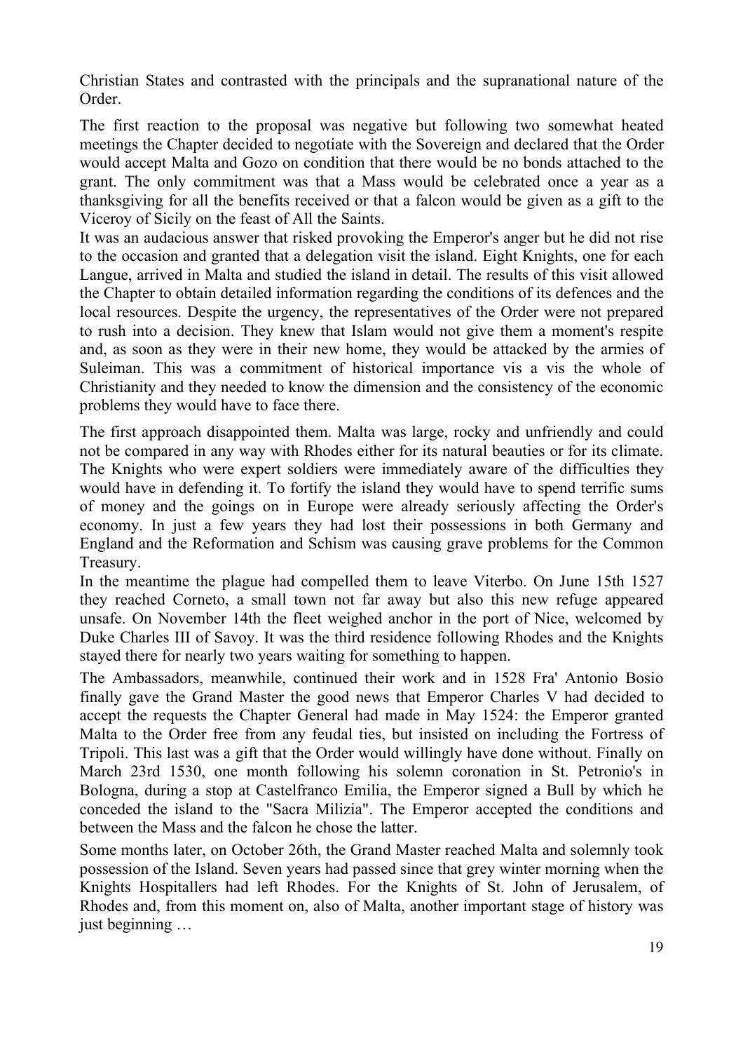Christian States and contrasted with the principals and the supranational nature of the Order.

The first reaction to the proposal was negative but following two somewhat heated meetings the Chapter decided to negotiate with the Sovereign and declared that the Order would accept Malta and Gozo on condition that there would be no bonds attached to the grant. The only commitment was that a Mass would be celebrated once a year as a thanksgiving for all the benefits received or that a falcon would be given as a gift to the Viceroy of Sicily on the feast of All the Saints.

It was an audacious answer that risked provoking the Emperor's anger but he did not rise to the occasion and granted that a delegation visit the island. Eight Knights, one for each Langue, arrived in Malta and studied the island in detail. The results of this visit allowed the Chapter to obtain detailed information regarding the conditions of its defences and the local resources. Despite the urgency, the representatives of the Order were not prepared to rush into a decision. They knew that Islam would not give them a moment's respite and, as soon as they were in their new home, they would be attacked by the armies of Suleiman. This was a commitment of historical importance vis a vis the whole of Christianity and they needed to know the dimension and the consistency of the economic problems they would have to face there.

The first approach disappointed them. Malta was large, rocky and unfriendly and could not be compared in any way with Rhodes either for its natural beauties or for its climate. The Knights who were expert soldiers were immediately aware of the difficulties they would have in defending it. To fortify the island they would have to spend terrific sums of money and the goings on in Europe were already seriously affecting the Order's economy. In just a few years they had lost their possessions in both Germany and England and the Reformation and Schism was causing grave problems for the Common Treasury.

In the meantime the plague had compelled them to leave Viterbo. On June 15th 1527 they reached Corneto, a small town not far away but also this new refuge appeared unsafe. On November 14th the fleet weighed anchor in the port of Nice, welcomed by Duke Charles III of Savoy. It was the third residence following Rhodes and the Knights stayed there for nearly two years waiting for something to happen.

The Ambassadors, meanwhile, continued their work and in 1528 Fra' Antonio Bosio finally gave the Grand Master the good news that Emperor Charles V had decided to accept the requests the Chapter General had made in May 1524: the Emperor granted Malta to the Order free from any feudal ties, but insisted on including the Fortress of Tripoli. This last was a gift that the Order would willingly have done without. Finally on March 23rd 1530, one month following his solemn coronation in St. Petronio's in Bologna, during a stop at Castelfranco Emilia, the Emperor signed a Bull by which he conceded the island to the "Sacra Milizia". The Emperor accepted the conditions and between the Mass and the falcon he chose the latter.

Some months later, on October 26th, the Grand Master reached Malta and solemnly took possession of the Island. Seven years had passed since that grey winter morning when the Knights Hospitallers had left Rhodes. For the Knights of St. John of Jerusalem, of Rhodes and, from this moment on, also of Malta, another important stage of history was just beginning …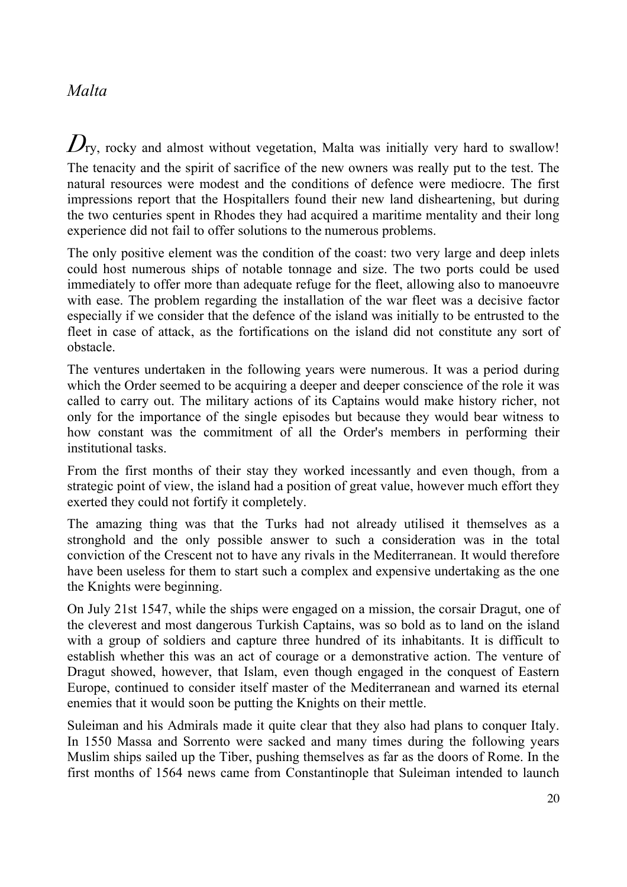*Malta*

Dry, rocky and almost without vegetation, Malta was initially very hard to swallow! The tenacity and the spirit of sacrifice of the new owners was really put to the test. The natural resources were modest and the conditions of defence were mediocre. The first impressions report that the Hospitallers found their new land disheartening, but during the two centuries spent in Rhodes they had acquired a maritime mentality and their long experience did not fail to offer solutions to the numerous problems.

The only positive element was the condition of the coast: two very large and deep inlets could host numerous ships of notable tonnage and size. The two ports could be used immediately to offer more than adequate refuge for the fleet, allowing also to manoeuvre with ease. The problem regarding the installation of the war fleet was a decisive factor especially if we consider that the defence of the island was initially to be entrusted to the fleet in case of attack, as the fortifications on the island did not constitute any sort of obstacle.

The ventures undertaken in the following years were numerous. It was a period during which the Order seemed to be acquiring a deeper and deeper conscience of the role it was called to carry out. The military actions of its Captains would make history richer, not only for the importance of the single episodes but because they would bear witness to how constant was the commitment of all the Order's members in performing their institutional tasks.

From the first months of their stay they worked incessantly and even though, from a strategic point of view, the island had a position of great value, however much effort they exerted they could not fortify it completely.

The amazing thing was that the Turks had not already utilised it themselves as a stronghold and the only possible answer to such a consideration was in the total conviction of the Crescent not to have any rivals in the Mediterranean. It would therefore have been useless for them to start such a complex and expensive undertaking as the one the Knights were beginning.

On July 21st 1547, while the ships were engaged on a mission, the corsair Dragut, one of the cleverest and most dangerous Turkish Captains, was so bold as to land on the island with a group of soldiers and capture three hundred of its inhabitants. It is difficult to establish whether this was an act of courage or a demonstrative action. The venture of Dragut showed, however, that Islam, even though engaged in the conquest of Eastern Europe, continued to consider itself master of the Mediterranean and warned its eternal enemies that it would soon be putting the Knights on their mettle.

Suleiman and his Admirals made it quite clear that they also had plans to conquer Italy. In 1550 Massa and Sorrento were sacked and many times during the following years Muslim ships sailed up the Tiber, pushing themselves as far as the doors of Rome. In the first months of 1564 news came from Constantinople that Suleiman intended to launch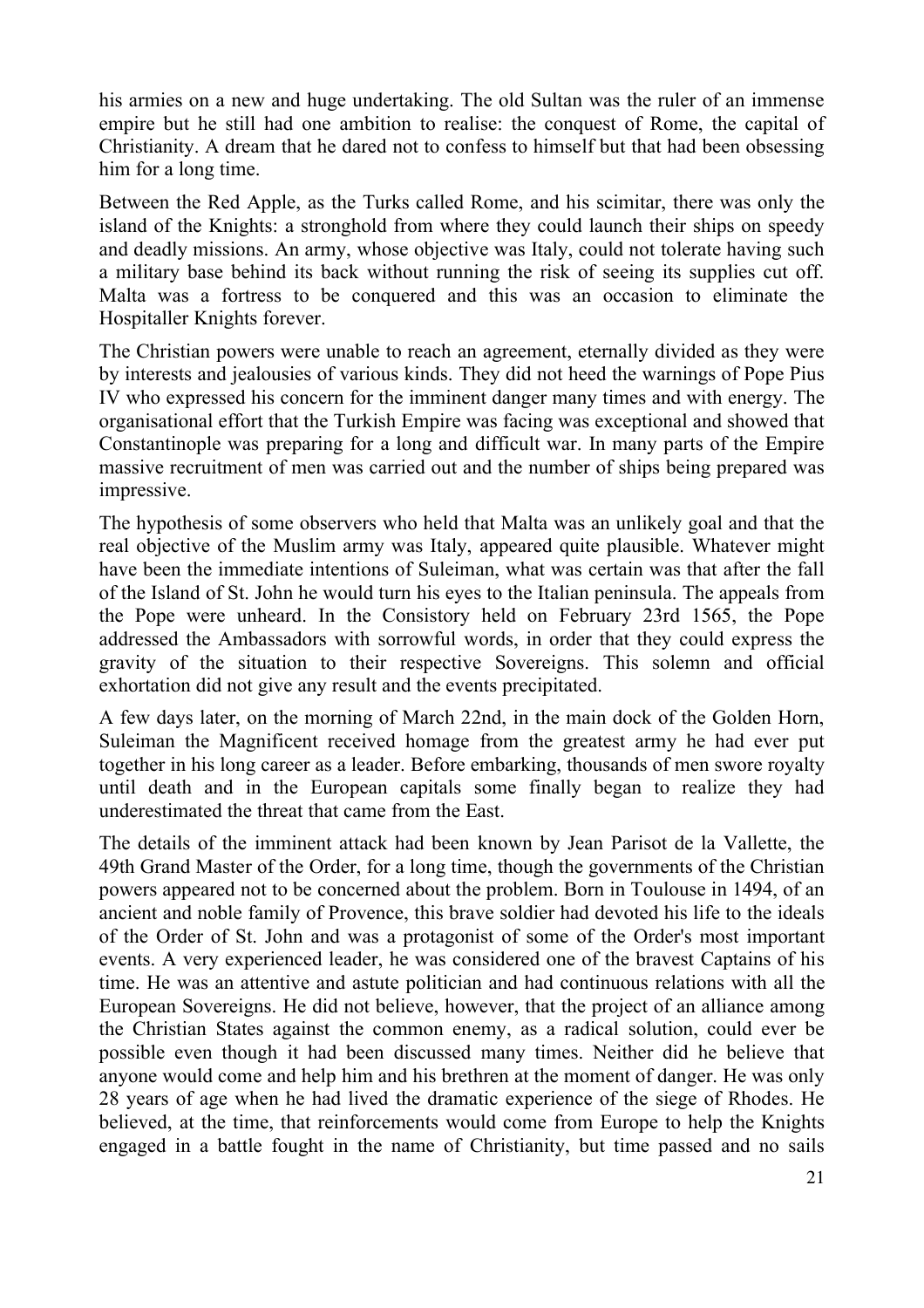his armies on a new and huge undertaking. The old Sultan was the ruler of an immense empire but he still had one ambition to realise: the conquest of Rome, the capital of Christianity. A dream that he dared not to confess to himself but that had been obsessing him for a long time.

Between the Red Apple, as the Turks called Rome, and his scimitar, there was only the island of the Knights: a stronghold from where they could launch their ships on speedy and deadly missions. An army, whose objective was Italy, could not tolerate having such a military base behind its back without running the risk of seeing its supplies cut off. Malta was a fortress to be conquered and this was an occasion to eliminate the Hospitaller Knights forever.

The Christian powers were unable to reach an agreement, eternally divided as they were by interests and jealousies of various kinds. They did not heed the warnings of Pope Pius IV who expressed his concern for the imminent danger many times and with energy. The organisational effort that the Turkish Empire was facing was exceptional and showed that Constantinople was preparing for a long and difficult war. In many parts of the Empire massive recruitment of men was carried out and the number of ships being prepared was impressive.

The hypothesis of some observers who held that Malta was an unlikely goal and that the real objective of the Muslim army was Italy, appeared quite plausible. Whatever might have been the immediate intentions of Suleiman, what was certain was that after the fall of the Island of St. John he would turn his eyes to the Italian peninsula. The appeals from the Pope were unheard. In the Consistory held on February 23rd 1565, the Pope addressed the Ambassadors with sorrowful words, in order that they could express the gravity of the situation to their respective Sovereigns. This solemn and official exhortation did not give any result and the events precipitated.

A few days later, on the morning of March 22nd, in the main dock of the Golden Horn, Suleiman the Magnificent received homage from the greatest army he had ever put together in his long career as a leader. Before embarking, thousands of men swore royalty until death and in the European capitals some finally began to realize they had underestimated the threat that came from the East.

The details of the imminent attack had been known by Jean Parisot de la Vallette, the 49th Grand Master of the Order, for a long time, though the governments of the Christian powers appeared not to be concerned about the problem. Born in Toulouse in 1494, of an ancient and noble family of Provence, this brave soldier had devoted his life to the ideals of the Order of St. John and was a protagonist of some of the Order's most important events. A very experienced leader, he was considered one of the bravest Captains of his time. He was an attentive and astute politician and had continuous relations with all the European Sovereigns. He did not believe, however, that the project of an alliance among the Christian States against the common enemy, as a radical solution, could ever be possible even though it had been discussed many times. Neither did he believe that anyone would come and help him and his brethren at the moment of danger. He was only 28 years of age when he had lived the dramatic experience of the siege of Rhodes. He believed, at the time, that reinforcements would come from Europe to help the Knights engaged in a battle fought in the name of Christianity, but time passed and no sails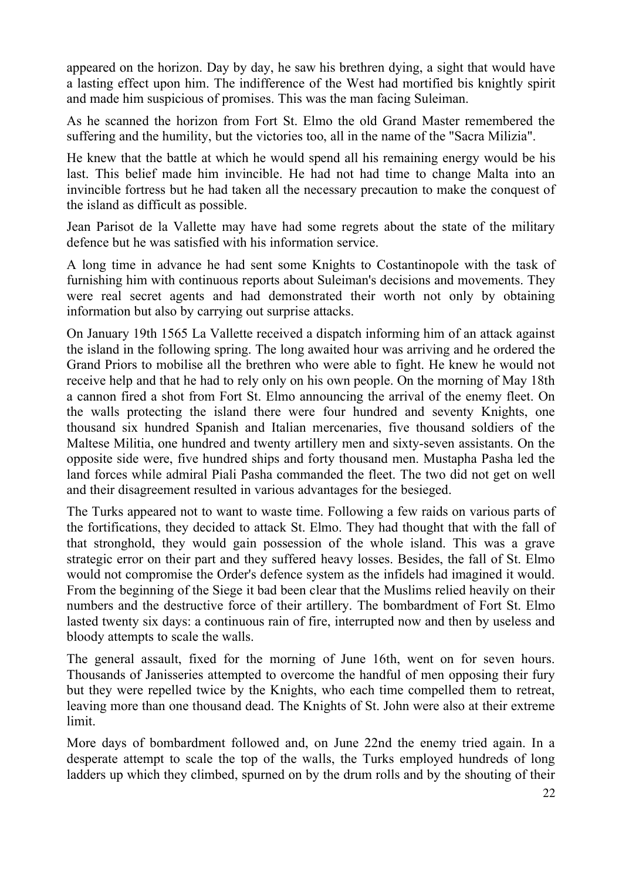appeared on the horizon. Day by day, he saw his brethren dying, a sight that would have a lasting effect upon him. The indifference of the West had mortified bis knightly spirit and made him suspicious of promises. This was the man facing Suleiman.

As he scanned the horizon from Fort St. Elmo the old Grand Master remembered the suffering and the humility, but the victories too, all in the name of the "Sacra Milizia".

He knew that the battle at which he would spend all his remaining energy would be his last. This belief made him invincible. He had not had time to change Malta into an invincible fortress but he had taken all the necessary precaution to make the conquest of the island as difficult as possible.

Jean Parisot de la Vallette may have had some regrets about the state of the military defence but he was satisfied with his information service.

A long time in advance he had sent some Knights to Costantinopole with the task of furnishing him with continuous reports about Suleiman's decisions and movements. They were real secret agents and had demonstrated their worth not only by obtaining information but also by carrying out surprise attacks.

On January 19th 1565 La Vallette received a dispatch informing him of an attack against the island in the following spring. The long awaited hour was arriving and he ordered the Grand Priors to mobilise all the brethren who were able to fight. He knew he would not receive help and that he had to rely only on his own people. On the morning of May 18th a cannon fired a shot from Fort St. Elmo announcing the arrival of the enemy fleet. On the walls protecting the island there were four hundred and seventy Knights, one thousand six hundred Spanish and Italian mercenaries, five thousand soldiers of the Maltese Militia, one hundred and twenty artillery men and sixty-seven assistants. On the opposite side were, five hundred ships and forty thousand men. Mustapha Pasha led the land forces while admiral Piali Pasha commanded the fleet. The two did not get on well and their disagreement resulted in various advantages for the besieged.

The Turks appeared not to want to waste time. Following a few raids on various parts of the fortifications, they decided to attack St. Elmo. They had thought that with the fall of that stronghold, they would gain possession of the whole island. This was a grave strategic error on their part and they suffered heavy losses. Besides, the fall of St. Elmo would not compromise the Order's defence system as the infidels had imagined it would. From the beginning of the Siege it bad been clear that the Muslims relied heavily on their numbers and the destructive force of their artillery. The bombardment of Fort St. Elmo lasted twenty six days: a continuous rain of fire, interrupted now and then by useless and bloody attempts to scale the walls.

The general assault, fixed for the morning of June 16th, went on for seven hours. Thousands of Janisseries attempted to overcome the handful of men opposing their fury but they were repelled twice by the Knights, who each time compelled them to retreat, leaving more than one thousand dead. The Knights of St. John were also at their extreme limit.

More days of bombardment followed and, on June 22nd the enemy tried again. In a desperate attempt to scale the top of the walls, the Turks employed hundreds of long ladders up which they climbed, spurned on by the drum rolls and by the shouting of their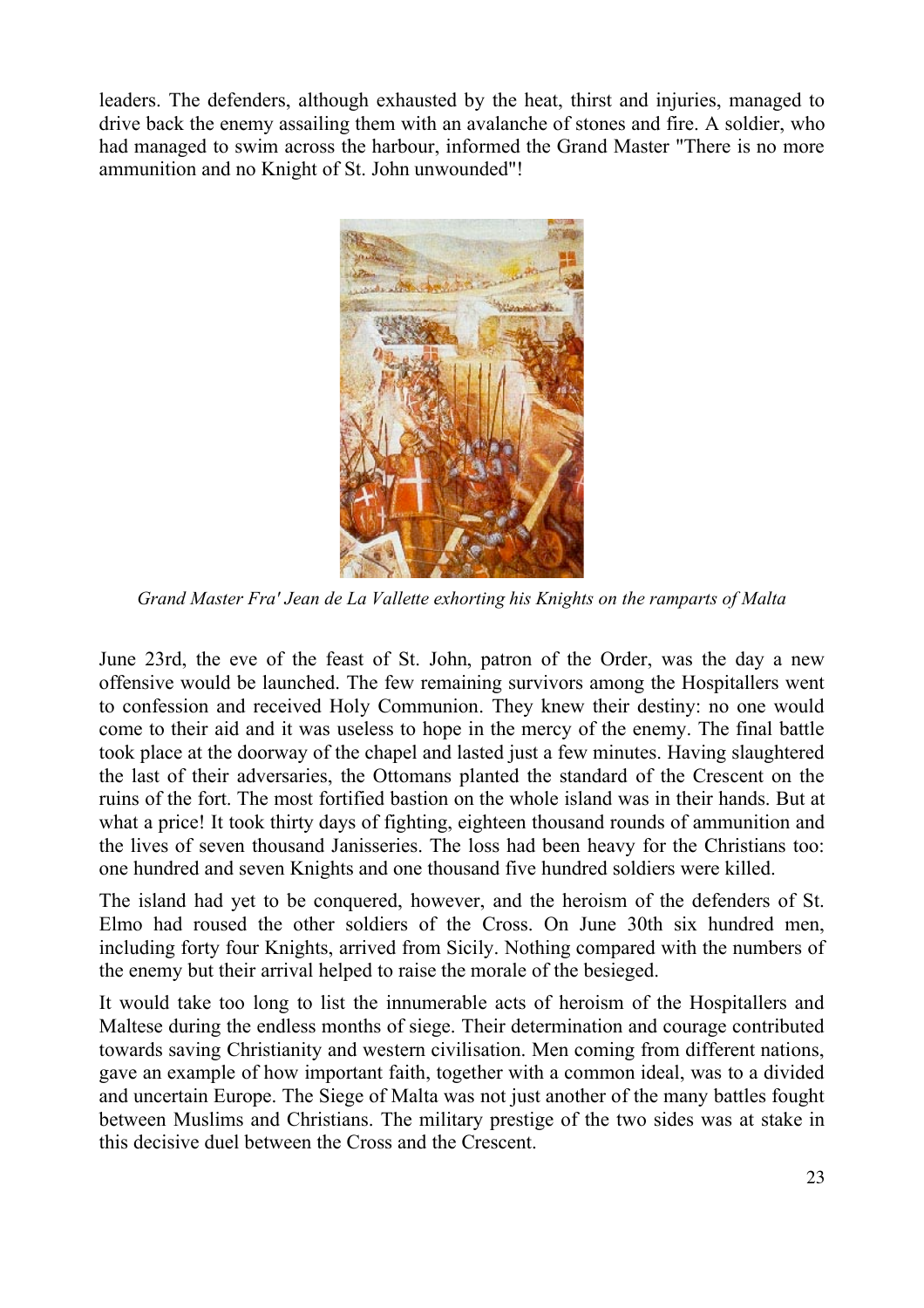leaders. The defenders, although exhausted by the heat, thirst and injuries, managed to drive back the enemy assailing them with an avalanche of stones and fire. A soldier, who had managed to swim across the harbour, informed the Grand Master "There is no more ammunition and no Knight of St. John unwounded"!

*Grand Master Fra' Jean de La Vallette exhorting his Knights on the ramparts of Malta*

June 23rd, the eve of the feast of St. John, patron of the Order, was the day a new offensive would be launched. The few remaining survivors among the Hospitallers went to confession and received Holy Communion. They knew their destiny: no one would come to their aid and it was useless to hope in the mercy of the enemy. The final battle took place at the doorway of the chapel and lasted just a few minutes. Having slaughtered the last of their adversaries, the Ottomans planted the standard of the Crescent on the ruins of the fort. The most fortified bastion on the whole island was in their hands. But at what a price! It took thirty days of fighting, eighteen thousand rounds of ammunition and the lives of seven thousand Janisseries. The loss had been heavy for the Christians too: one hundred and seven Knights and one thousand five hundred soldiers were killed.

The island had yet to be conquered, however, and the heroism of the defenders of St. Elmo had roused the other soldiers of the Cross. On June 30th six hundred men, including forty four Knights, arrived from Sicily. Nothing compared with the numbers of the enemy but their arrival helped to raise the morale of the besieged.

It would take too long to list the innumerable acts of heroism of the Hospitallers and Maltese during the endless months of siege. Their determination and courage contributed towards saving Christianity and western civilisation. Men coming from different nations, gave an example of how important faith, together with a common ideal, was to a divided and uncertain Europe. The Siege of Malta was not just another of the many battles fought between Muslims and Christians. The military prestige of the two sides was at stake in this decisive duel between the Cross and the Crescent.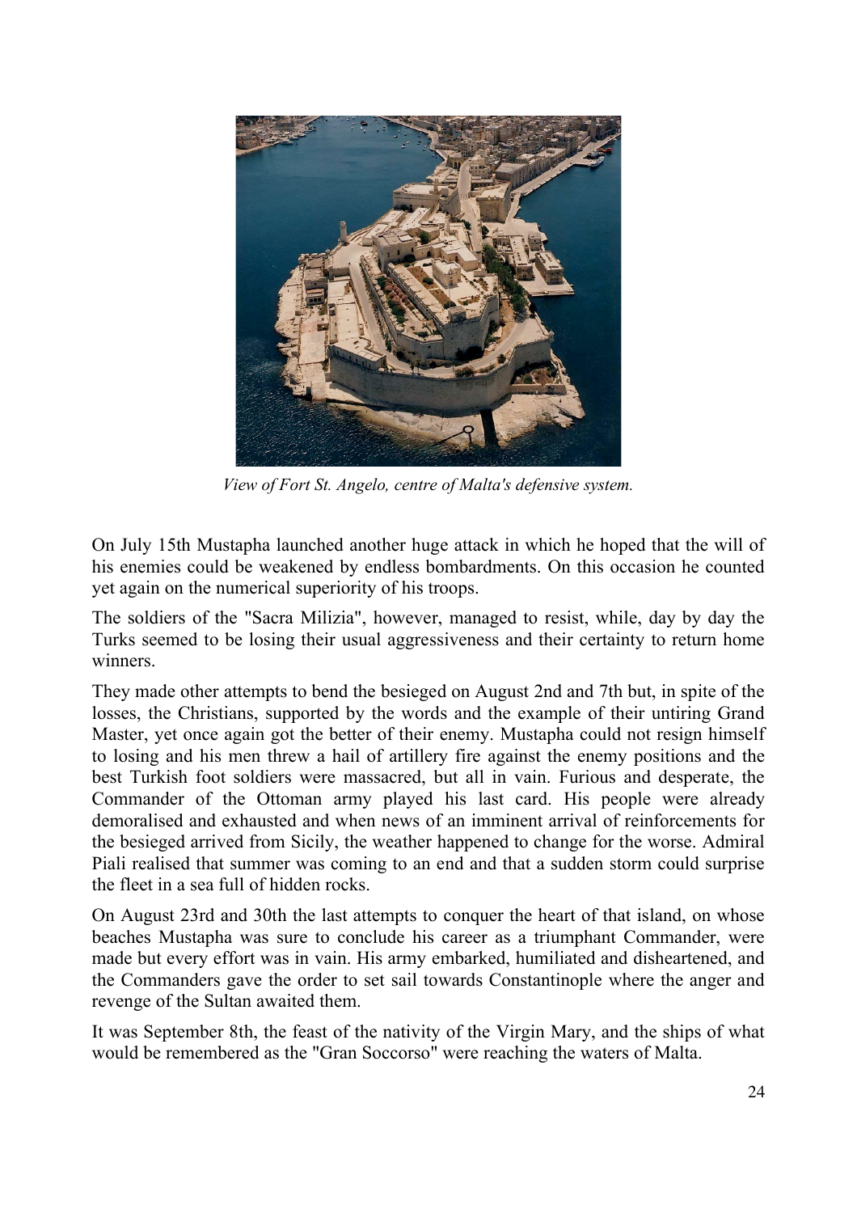*View of Fort St. Angelo, centre of Malta's defensive system.*

On July 15th Mustapha launched another huge attack in which he hoped that the will of his enemies could be weakened by endless bombardments. On this occasion he counted yet again on the numerical superiority of his troops.

The soldiers of the "Sacra Milizia", however, managed to resist, while, day by day the Turks seemed to be losing their usual aggressiveness and their certainty to return home winners.

They made other attempts to bend the besieged on August 2nd and 7th but, in spite of the losses, the Christians, supported by the words and the example of their untiring Grand Master, yet once again got the better of their enemy. Mustapha could not resign himself to losing and his men threw a hail of artillery fire against the enemy positions and the best Turkish foot soldiers were massacred, but all in vain. Furious and desperate, the Commander of the Ottoman army played his last card. His people were already demoralised and exhausted and when news of an imminent arrival of reinforcements for the besieged arrived from Sicily, the weather happened to change for the worse. Admiral Piali realised that summer was coming to an end and that a sudden storm could surprise the fleet in a sea full of hidden rocks.

On August 23rd and 30th the last attempts to conquer the heart of that island, on whose beaches Mustapha was sure to conclude his career as a triumphant Commander, were made but every effort was in vain. His army embarked, humiliated and disheartened, and the Commanders gave the order to set sail towards Constantinople where the anger and revenge of the Sultan awaited them.

It was September 8th, the feast of the nativity of the Virgin Mary, and the ships of what would be remembered as the "Gran Soccorso" were reaching the waters of Malta.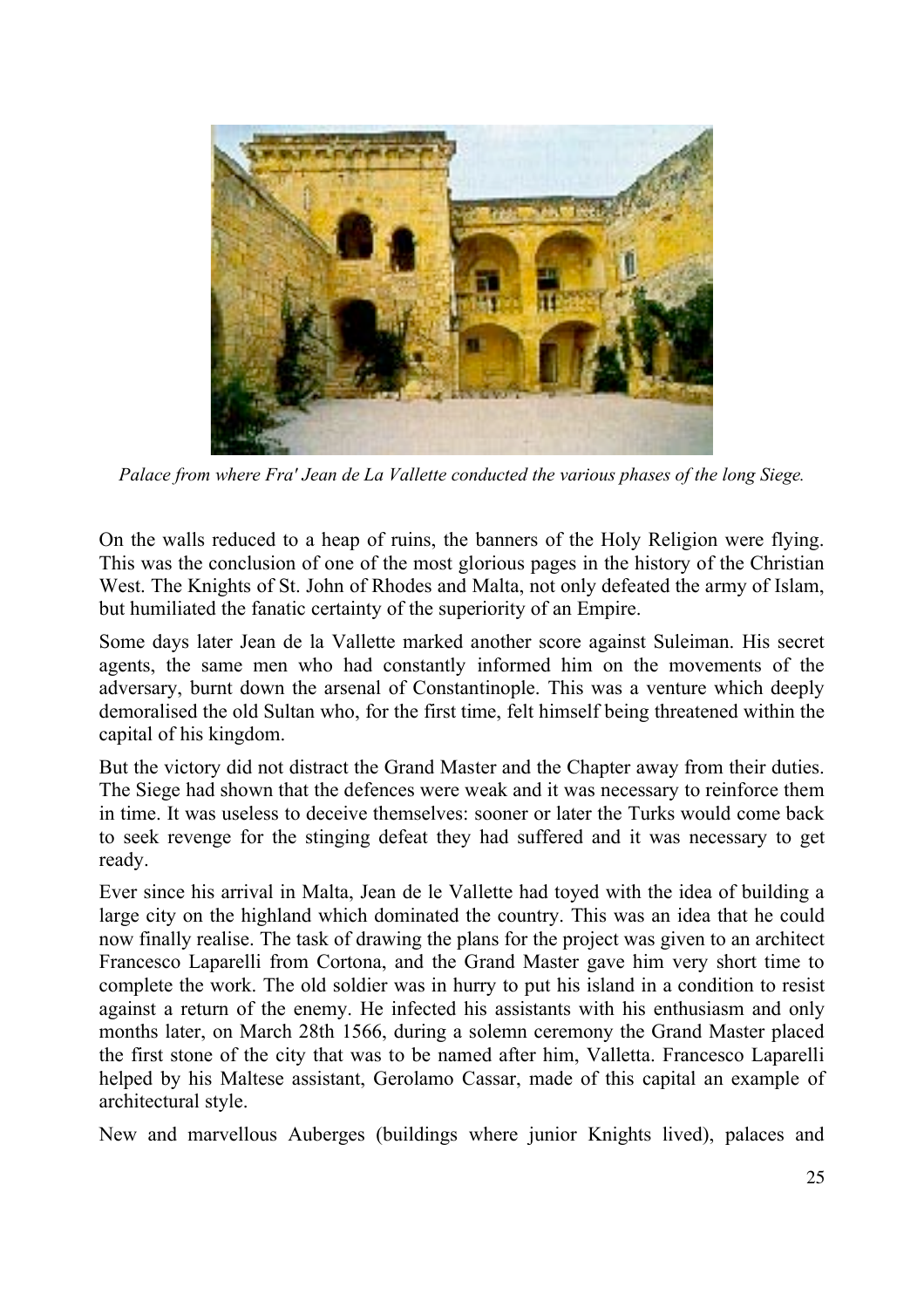*Palace from where Fra' Jean de La Vallette conducted the various phases of the long Siege.*

On the walls reduced to a heap of ruins, the banners of the Holy Religion were flying. This was the conclusion of one of the most glorious pages in the history of the Christian West. The Knights of St. John of Rhodes and Malta, not only defeated the army of Islam, but humiliated the fanatic certainty of the superiority of an Empire.

Some days later Jean de la Vallette marked another score against Suleiman. His secret agents, the same men who had constantly informed him on the movements of the adversary, burnt down the arsenal of Constantinople. This was a venture which deeply demoralised the old Sultan who, for the first time, felt himself being threatened within the capital of his kingdom.

But the victory did not distract the Grand Master and the Chapter away from their duties. The Siege had shown that the defences were weak and it was necessary to reinforce them in time. It was useless to deceive themselves: sooner or later the Turks would come back to seek revenge for the stinging defeat they had suffered and it was necessary to get ready.

Ever since his arrival in Malta, Jean de le Vallette had toyed with the idea of building a large city on the highland which dominated the country. This was an idea that he could now finally realise. The task of drawing the plans for the project was given to an architect Francesco Laparelli from Cortona, and the Grand Master gave him very short time to complete the work. The old soldier was in hurry to put his island in a condition to resist against a return of the enemy. He infected his assistants with his enthusiasm and only months later, on March 28th 1566, during a solemn ceremony the Grand Master placed the first stone of the city that was to be named after him, Valletta. Francesco Laparelli helped by his Maltese assistant, Gerolamo Cassar, made of this capital an example of architectural style.

New and marvellous Auberges (buildings where junior Knights lived), palaces and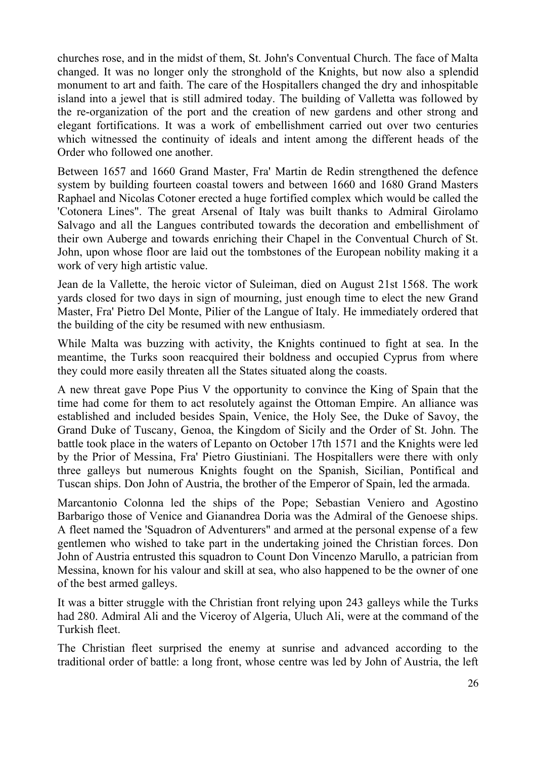churches rose, and in the midst of them, St. John's Conventual Church. The face of Malta changed. It was no longer only the stronghold of the Knights, but now also a splendid monument to art and faith. The care of the Hospitallers changed the dry and inhospitable island into a jewel that is still admired today. The building of Valletta was followed by the re-organization of the port and the creation of new gardens and other strong and elegant fortifications. It was a work of embellishment carried out over two centuries which witnessed the continuity of ideals and intent among the different heads of the Order who followed one another.

Between 1657 and 1660 Grand Master, Fra' Martin de Redin strengthened the defence system by building fourteen coastal towers and between 1660 and 1680 Grand Masters Raphael and Nicolas Cotoner erected a huge fortified complex which would be called the 'Cotonera Lines". The great Arsenal of Italy was built thanks to Admiral Girolamo Salvago and all the Langues contributed towards the decoration and embellishment of their own Auberge and towards enriching their Chapel in the Conventual Church of St. John, upon whose floor are laid out the tombstones of the European nobility making it a work of very high artistic value.

Jean de la Vallette, the heroic victor of Suleiman, died on August 21st 1568. The work yards closed for two days in sign of mourning, just enough time to elect the new Grand Master, Fra' Pietro Del Monte, Pilier of the Langue of Italy. He immediately ordered that the building of the city be resumed with new enthusiasm.

While Malta was buzzing with activity, the Knights continued to fight at sea. In the meantime, the Turks soon reacquired their boldness and occupied Cyprus from where they could more easily threaten all the States situated along the coasts.

A new threat gave Pope Pius V the opportunity to convince the King of Spain that the time had come for them to act resolutely against the Ottoman Empire. An alliance was established and included besides Spain, Venice, the Holy See, the Duke of Savoy, the Grand Duke of Tuscany, Genoa, the Kingdom of Sicily and the Order of St. John. The battle took place in the waters of Lepanto on October 17th 1571 and the Knights were led by the Prior of Messina, Fra' Pietro Giustiniani. The Hospitallers were there with only three galleys but numerous Knights fought on the Spanish, Sicilian, Pontifical and Tuscan ships. Don John of Austria, the brother of the Emperor of Spain, led the armada.

Marcantonio Colonna led the ships of the Pope; Sebastian Veniero and Agostino Barbarigo those of Venice and Gianandrea Doria was the Admiral of the Genoese ships. A fleet named the 'Squadron of Adventurers" and armed at the personal expense of a few gentlemen who wished to take part in the undertaking joined the Christian forces. Don John of Austria entrusted this squadron to Count Don Vincenzo Marullo, a patrician from Messina, known for his valour and skill at sea, who also happened to be the owner of one of the best armed galleys.

It was a bitter struggle with the Christian front relying upon 243 galleys while the Turks had 280. Admiral Ali and the Viceroy of Algeria, Uluch Ali, were at the command of the Turkish fleet.

The Christian fleet surprised the enemy at sunrise and advanced according to the traditional order of battle: a long front, whose centre was led by John of Austria, the left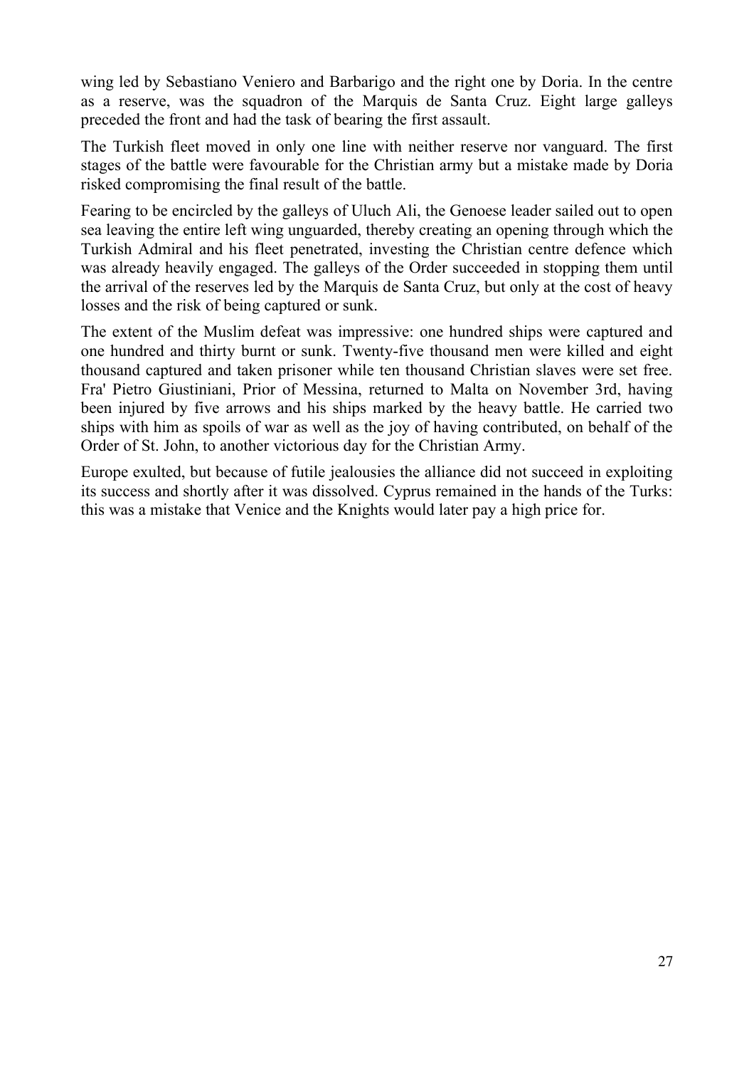wing led by Sebastiano Veniero and Barbarigo and the right one by Doria. In the centre as a reserve, was the squadron of the Marquis de Santa Cruz. Eight large galleys preceded the front and had the task of bearing the first assault.

The Turkish fleet moved in only one line with neither reserve nor vanguard. The first stages of the battle were favourable for the Christian army but a mistake made by Doria risked compromising the final result of the battle.

Fearing to be encircled by the galleys of Uluch Ali, the Genoese leader sailed out to open sea leaving the entire left wing unguarded, thereby creating an opening through which the Turkish Admiral and his fleet penetrated, investing the Christian centre defence which was already heavily engaged. The galleys of the Order succeeded in stopping them until the arrival of the reserves led by the Marquis de Santa Cruz, but only at the cost of heavy losses and the risk of being captured or sunk.

The extent of the Muslim defeat was impressive: one hundred ships were captured and one hundred and thirty burnt or sunk. Twenty-five thousand men were killed and eight thousand captured and taken prisoner while ten thousand Christian slaves were set free. Fra' Pietro Giustiniani, Prior of Messina, returned to Malta on November 3rd, having been injured by five arrows and his ships marked by the heavy battle. He carried two ships with him as spoils of war as well as the joy of having contributed, on behalf of the Order of St. John, to another victorious day for the Christian Army.

Europe exulted, but because of futile jealousies the alliance did not succeed in exploiting its success and shortly after it was dissolved. Cyprus remained in the hands of the Turks: this was a mistake that Venice and the Knights would later pay a high price for.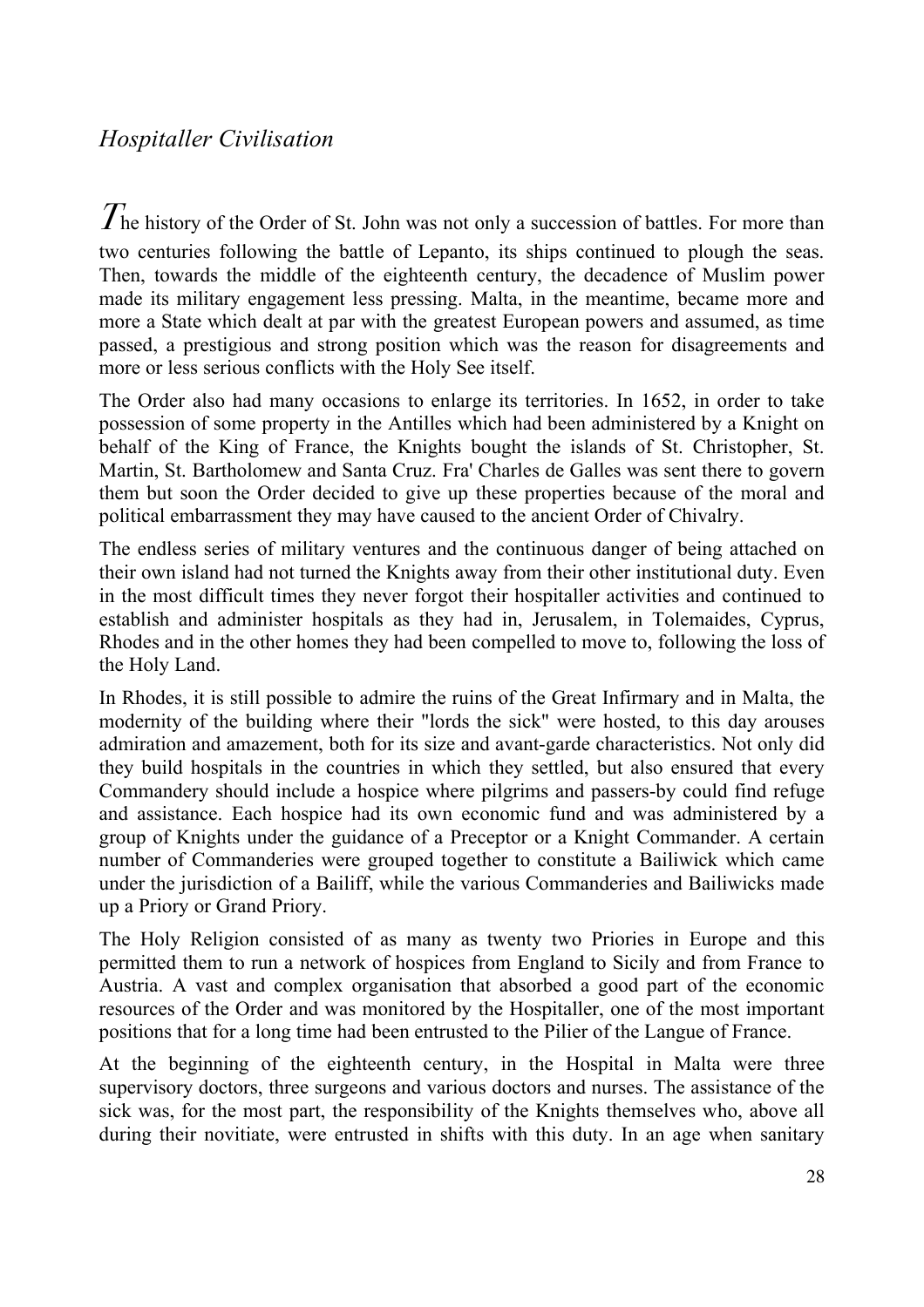## *Hospitaller Civilisation*

The history of the Order of St. John was not only a succession of battles. For more than two centuries following the battle of Lepanto, its ships continued to plough the seas. Then, towards the middle of the eighteenth century, the decadence of Muslim power made its military engagement less pressing. Malta, in the meantime, became more and more a State which dealt at par with the greatest European powers and assumed, as time passed, a prestigious and strong position which was the reason for disagreements and more or less serious conflicts with the Holy See itself.

The Order also had many occasions to enlarge its territories. In 1652, in order to take possession of some property in the Antilles which had been administered by a Knight on behalf of the King of France, the Knights bought the islands of St. Christopher, St. Martin, St. Bartholomew and Santa Cruz. Fra' Charles de Galles was sent there to govern them but soon the Order decided to give up these properties because of the moral and political embarrassment they may have caused to the ancient Order of Chivalry.

The endless series of military ventures and the continuous danger of being attached on their own island had not turned the Knights away from their other institutional duty. Even in the most difficult times they never forgot their hospitaller activities and continued to establish and administer hospitals as they had in, Jerusalem, in Tolemaides, Cyprus, Rhodes and in the other homes they had been compelled to move to, following the loss of the Holy Land.

In Rhodes, it is still possible to admire the ruins of the Great Infirmary and in Malta, the modernity of the building where their "lords the sick" were hosted, to this day arouses admiration and amazement, both for its size and avant-garde characteristics. Not only did they build hospitals in the countries in which they settled, but also ensured that every Commandery should include a hospice where pilgrims and passers-by could find refuge and assistance. Each hospice had its own economic fund and was administered by a group of Knights under the guidance of a Preceptor or a Knight Commander. A certain number of Commanderies were grouped together to constitute a Bailiwick which came under the jurisdiction of a Bailiff, while the various Commanderies and Bailiwicks made up a Priory or Grand Priory.

The Holy Religion consisted of as many as twenty two Priories in Europe and this permitted them to run a network of hospices from England to Sicily and from France to Austria. A vast and complex organisation that absorbed a good part of the economic resources of the Order and was monitored by the Hospitaller, one of the most important positions that for a long time had been entrusted to the Pilier of the Langue of France.

At the beginning of the eighteenth century, in the Hospital in Malta were three supervisory doctors, three surgeons and various doctors and nurses. The assistance of the sick was, for the most part, the responsibility of the Knights themselves who, above all during their novitiate, were entrusted in shifts with this duty. In an age when sanitary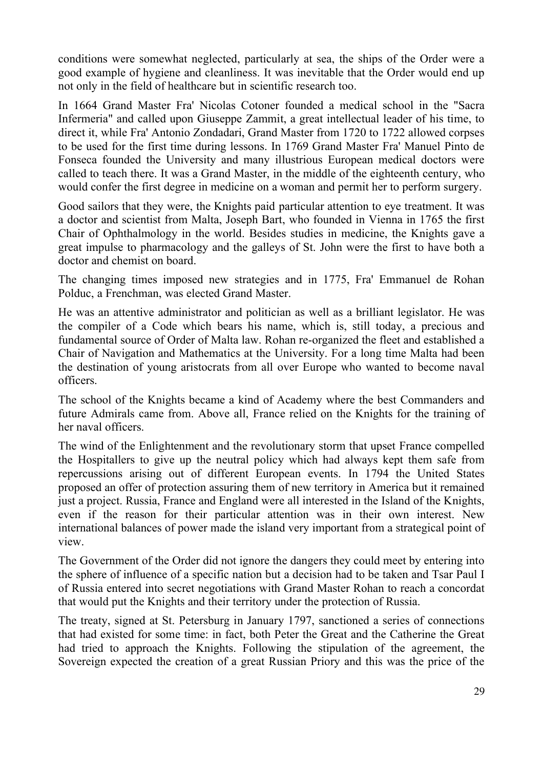conditions were somewhat neglected, particularly at sea, the ships of the Order were a good example of hygiene and cleanliness. It was inevitable that the Order would end up not only in the field of healthcare but in scientific research too.

In 1664 Grand Master Fra' Nicolas Cotoner founded a medical school in the "Sacra Infermeria" and called upon Giuseppe Zammit, a great intellectual leader of his time, to direct it, while Fra' Antonio Zondadari, Grand Master from 1720 to 1722 allowed corpses to be used for the first time during lessons. In 1769 Grand Master Fra' Manuel Pinto de Fonseca founded the University and many illustrious European medical doctors were called to teach there. It was a Grand Master, in the middle of the eighteenth century, who would confer the first degree in medicine on a woman and permit her to perform surgery.

Good sailors that they were, the Knights paid particular attention to eye treatment. It was a doctor and scientist from Malta, Joseph Bart, who founded in Vienna in 1765 the first Chair of Ophthalmology in the world. Besides studies in medicine, the Knights gave a great impulse to pharmacology and the galleys of St. John were the first to have both a doctor and chemist on board.

The changing times imposed new strategies and in 1775, Fra' Emmanuel de Rohan Polduc, a Frenchman, was elected Grand Master.

He was an attentive administrator and politician as well as a brilliant legislator. He was the compiler of a Code which bears his name, which is, still today, a precious and fundamental source of Order of Malta law. Rohan re-organized the fleet and established a Chair of Navigation and Mathematics at the University. For a long time Malta had been the destination of young aristocrats from all over Europe who wanted to become naval officers.

The school of the Knights became a kind of Academy where the best Commanders and future Admirals came from. Above all, France relied on the Knights for the training of her naval officers.

The wind of the Enlightenment and the revolutionary storm that upset France compelled the Hospitallers to give up the neutral policy which had always kept them safe from repercussions arising out of different European events. In 1794 the United States proposed an offer of protection assuring them of new territory in America but it remained just a project. Russia, France and England were all interested in the Island of the Knights, even if the reason for their particular attention was in their own interest. New international balances of power made the island very important from a strategical point of view.

The Government of the Order did not ignore the dangers they could meet by entering into the sphere of influence of a specific nation but a decision had to be taken and Tsar Paul I of Russia entered into secret negotiations with Grand Master Rohan to reach a concordat that would put the Knights and their territory under the protection of Russia.

The treaty, signed at St. Petersburg in January 1797, sanctioned a series of connections that had existed for some time: in fact, both Peter the Great and the Catherine the Great had tried to approach the Knights. Following the stipulation of the agreement, the Sovereign expected the creation of a great Russian Priory and this was the price of the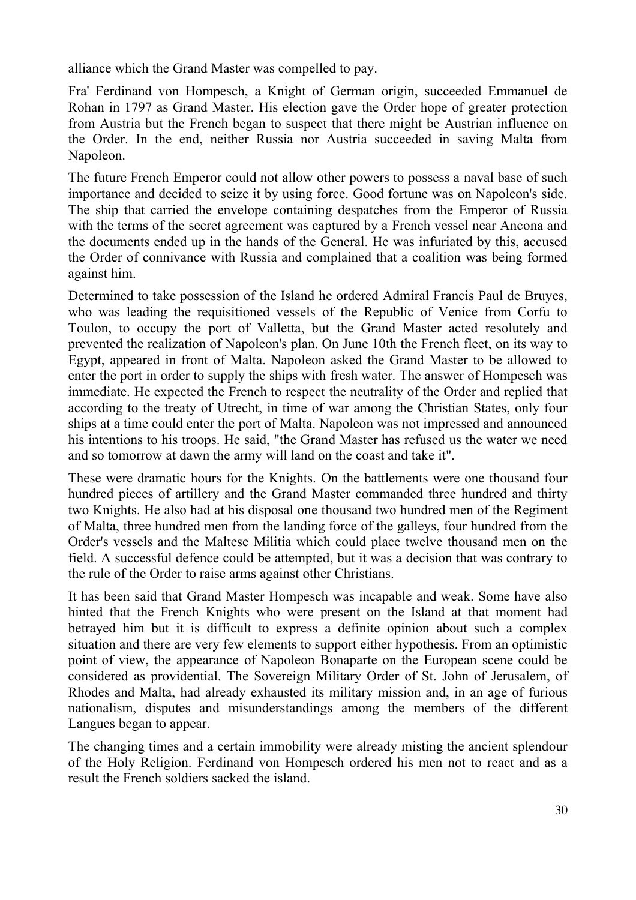alliance which the Grand Master was compelled to pay.

Fra' Ferdinand von Hompesch, a Knight of German origin, succeeded Emmanuel de Rohan in 1797 as Grand Master. His election gave the Order hope of greater protection from Austria but the French began to suspect that there might be Austrian influence on the Order. In the end, neither Russia nor Austria succeeded in saving Malta from Napoleon.

The future French Emperor could not allow other powers to possess a naval base of such importance and decided to seize it by using force. Good fortune was on Napoleon's side. The ship that carried the envelope containing despatches from the Emperor of Russia with the terms of the secret agreement was captured by a French vessel near Ancona and the documents ended up in the hands of the General. He was infuriated by this, accused the Order of connivance with Russia and complained that a coalition was being formed against him.

Determined to take possession of the Island he ordered Admiral Francis Paul de Bruyes, who was leading the requisitioned vessels of the Republic of Venice from Corfu to Toulon, to occupy the port of Valletta, but the Grand Master acted resolutely and prevented the realization of Napoleon's plan. On June 10th the French fleet, on its way to Egypt, appeared in front of Malta. Napoleon asked the Grand Master to be allowed to enter the port in order to supply the ships with fresh water. The answer of Hompesch was immediate. He expected the French to respect the neutrality of the Order and replied that according to the treaty of Utrecht, in time of war among the Christian States, only four ships at a time could enter the port of Malta. Napoleon was not impressed and announced his intentions to his troops. He said, "the Grand Master has refused us the water we need and so tomorrow at dawn the army will land on the coast and take it".

These were dramatic hours for the Knights. On the battlements were one thousand four hundred pieces of artillery and the Grand Master commanded three hundred and thirty two Knights. He also had at his disposal one thousand two hundred men of the Regiment of Malta, three hundred men from the landing force of the galleys, four hundred from the Order's vessels and the Maltese Militia which could place twelve thousand men on the field. A successful defence could be attempted, but it was a decision that was contrary to the rule of the Order to raise arms against other Christians.

It has been said that Grand Master Hompesch was incapable and weak. Some have also hinted that the French Knights who were present on the Island at that moment had betrayed him but it is difficult to express a definite opinion about such a complex situation and there are very few elements to support either hypothesis. From an optimistic point of view, the appearance of Napoleon Bonaparte on the European scene could be considered as providential. The Sovereign Military Order of St. John of Jerusalem, of Rhodes and Malta, had already exhausted its military mission and, in an age of furious nationalism, disputes and misunderstandings among the members of the different Langues began to appear.

The changing times and a certain immobility were already misting the ancient splendour of the Holy Religion. Ferdinand von Hompesch ordered his men not to react and as a result the French soldiers sacked the island.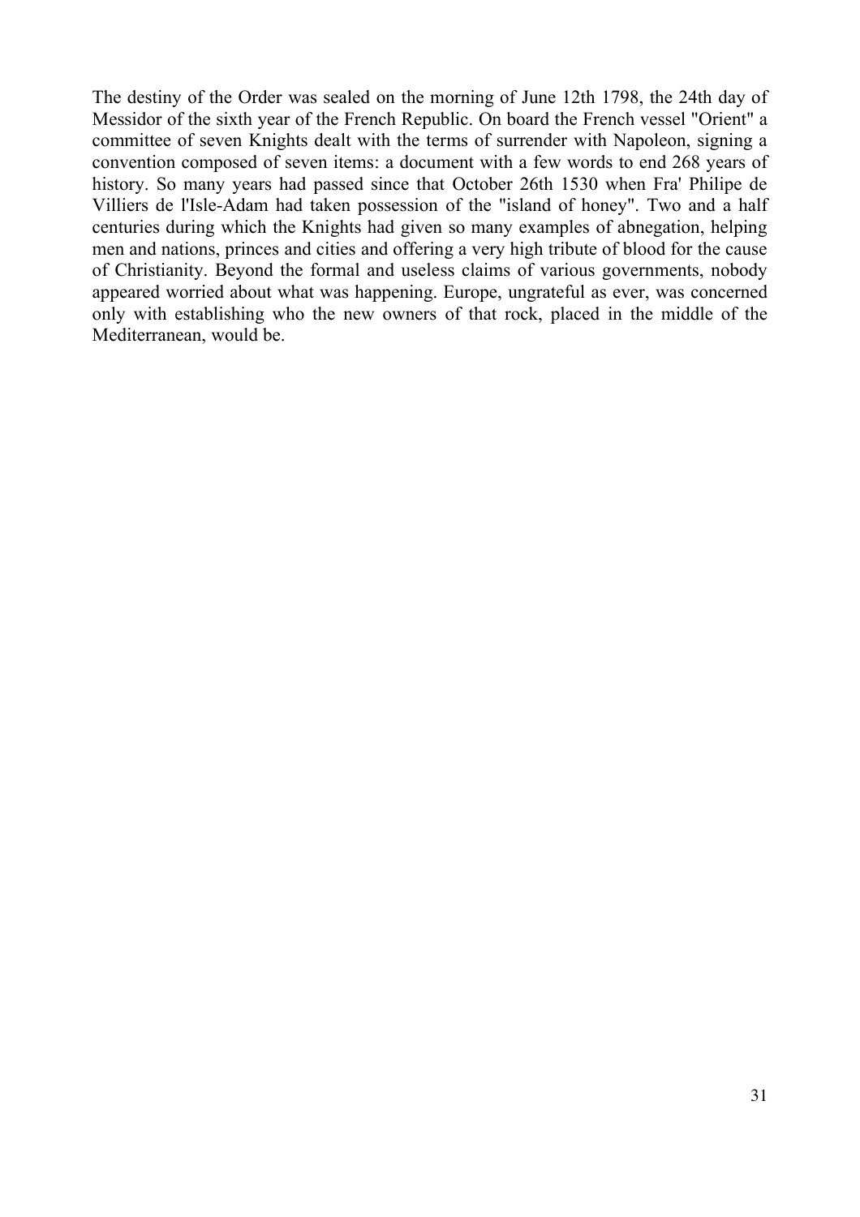The destiny of the Order was sealed on the morning of June 12th 1798, the 24th day of Messidor of the sixth year of the French Republic. On board the French vessel "Orient" a committee of seven Knights dealt with the terms of surrender with Napoleon, signing a convention composed of seven items: a document with a few words to end 268 years of history. So many years had passed since that October 26th 1530 when Fra' Philipe de Villiers de l'Isle-Adam had taken possession of the "island of honey". Two and a half centuries during which the Knights had given so many examples of abnegation, helping men and nations, princes and cities and offering a very high tribute of blood for the cause of Christianity. Beyond the formal and useless claims of various governments, nobody appeared worried about what was happening. Europe, ungrateful as ever, was concerned only with establishing who the new owners of that rock, placed in the middle of the Mediterranean, would be.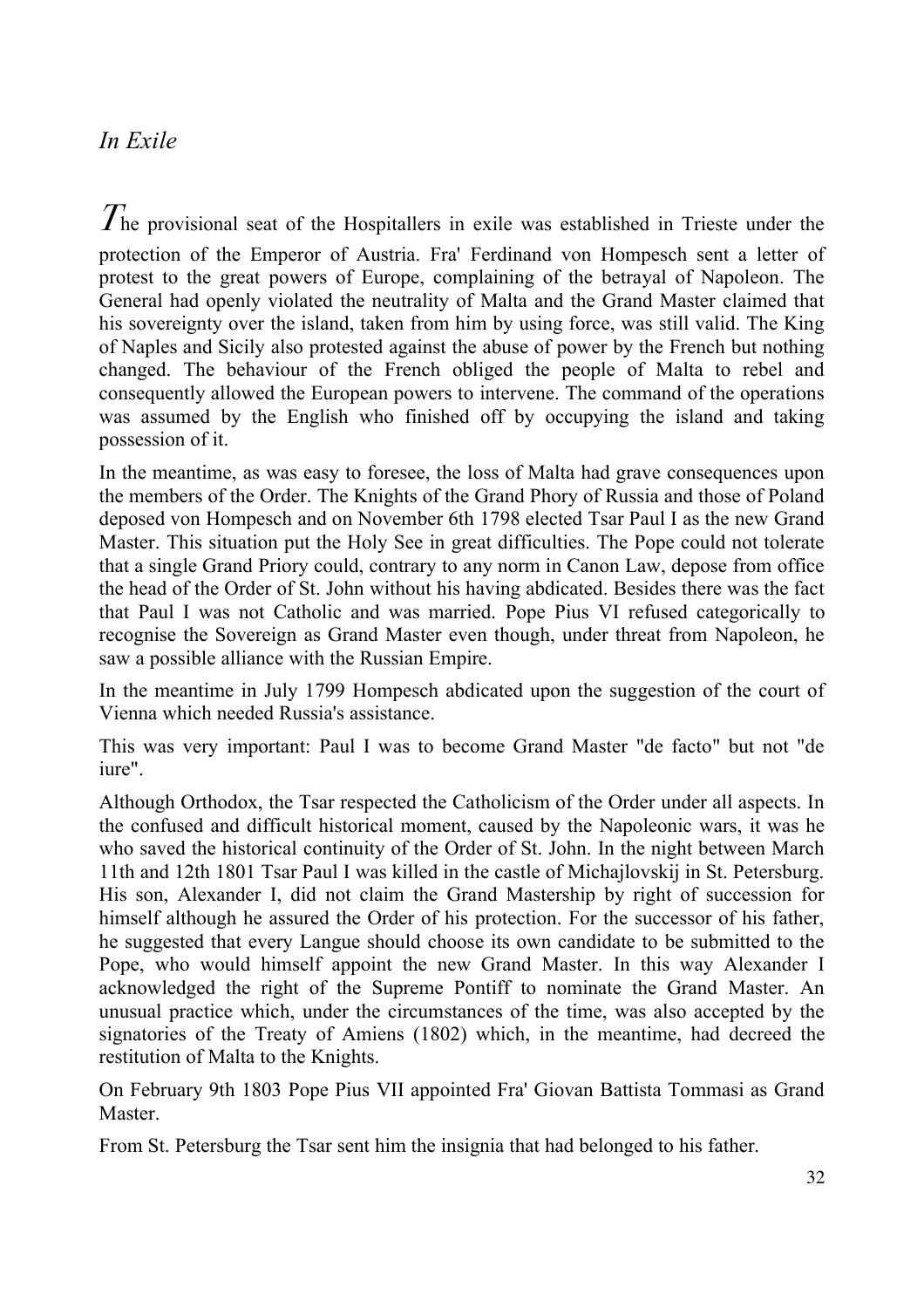## *In Exile*

The provisional seat of the Hospitallers in exile was established in Trieste under the protection of the Emperor of Austria. Fra' Ferdinand von Hompesch sent a letter of protest to the great powers of Europe, complaining of the betrayal of Napoleon. The General had openly violated the neutrality of Malta and the Grand Master claimed that his sovereignty over the island, taken from him by using force, was still valid. The King of Naples and Sicily also protested against the abuse of power by the French but nothing changed. The behaviour of the French obliged the people of Malta to rebel and consequently allowed the European powers to intervene. The command of the operations was assumed by the English who finished off by occupying the island and taking possession of it.

In the meantime, as was easy to foresee, the loss of Malta had grave consequences upon the members of the Order. The Knights of the Grand Phory of Russia and those of Poland deposed von Hompesch and on November 6th 1798 elected Tsar Paul I as the new Grand Master. This situation put the Holy See in great difficulties. The Pope could not tolerate that a single Grand Priory could, contrary to any norm in Canon Law, depose from office the head of the Order of St. John without his having abdicated. Besides there was the fact that Paul I was not Catholic and was married. Pope Pius VI refused categorically to recognise the Sovereign as Grand Master even though, under threat from Napoleon, he saw a possible alliance with the Russian Empire.

In the meantime in July 1799 Hompesch abdicated upon the suggestion of the court of Vienna which needed Russia's assistance.

This was very important: Paul I was to become Grand Master "de facto" but not "de iure".

Although Orthodox, the Tsar respected the Catholicism of the Order under all aspects. In the confused and difficult historical moment, caused by the Napoleonic wars, it was he who saved the historical continuity of the Order of St. John. In the night between March 11th and 12th 1801 Tsar Paul I was killed in the castle of Michajlovskij in St. Petersburg. His son, Alexander I, did not claim the Grand Mastership by right of succession for himself although he assured the Order of his protection. For the successor of his father, he suggested that every Langue should choose its own candidate to be submitted to the Pope, who would himself appoint the new Grand Master. In this way Alexander I acknowledged the right of the Supreme Pontiff to nominate the Grand Master. An unusual practice which, under the circumstances of the time, was also accepted by the signatories of the Treaty of Amiens (1802) which, in the meantime, had decreed the restitution of Malta to the Knights.

On February 9th 1803 Pope Pius VII appointed Fra' Giovan Battista Tommasi as Grand Master.

From St. Petersburg the Tsar sent him the insignia that had belonged to his father.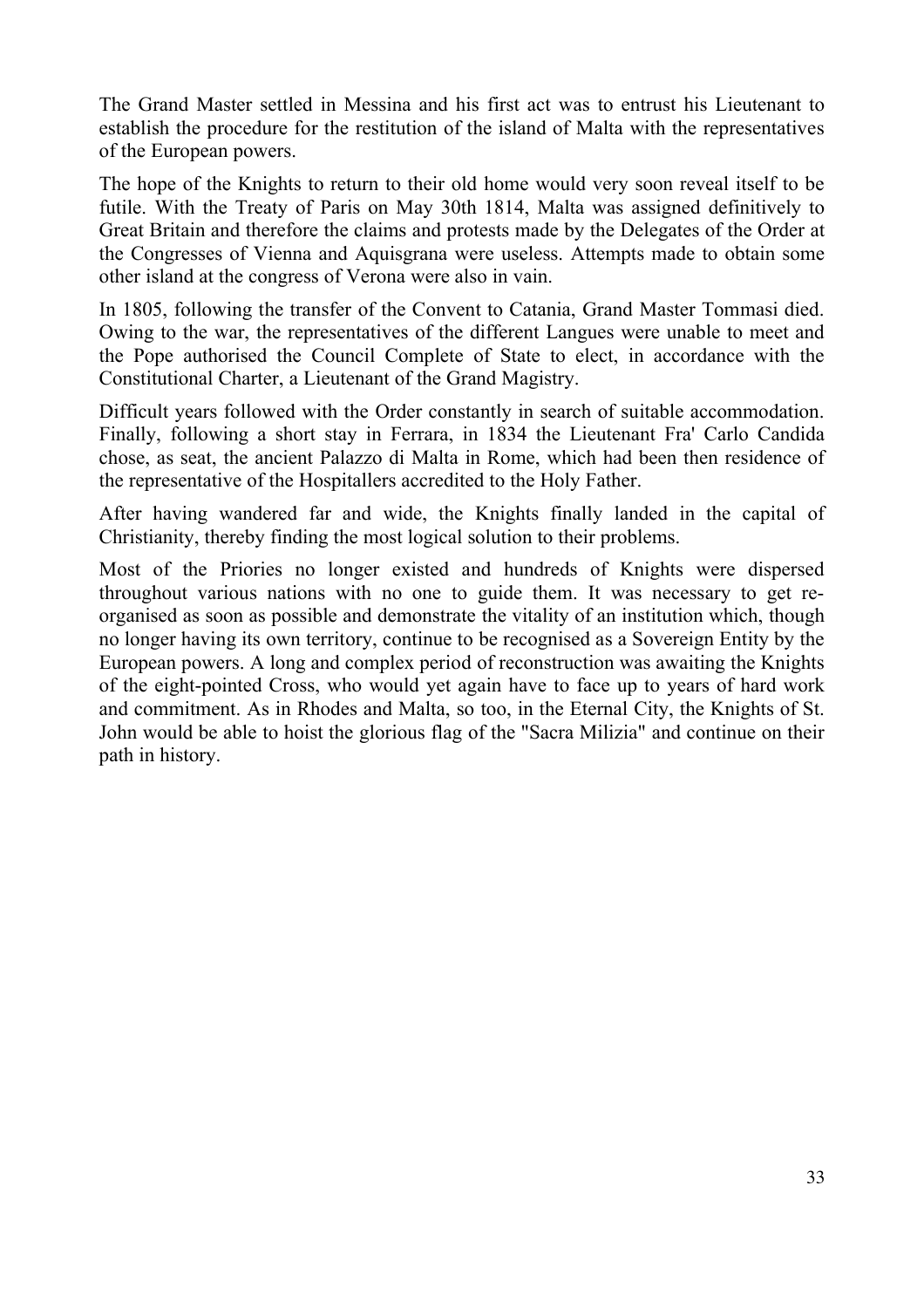The Grand Master settled in Messina and his first act was to entrust his Lieutenant to establish the procedure for the restitution of the island of Malta with the representatives of the European powers.

The hope of the Knights to return to their old home would very soon reveal itself to be futile. With the Treaty of Paris on May 30th 1814, Malta was assigned definitively to Great Britain and therefore the claims and protests made by the Delegates of the Order at the Congresses of Vienna and Aquisgrana were useless. Attempts made to obtain some other island at the congress of Verona were also in vain.

In 1805, following the transfer of the Convent to Catania, Grand Master Tommasi died. Owing to the war, the representatives of the different Langues were unable to meet and the Pope authorised the Council Complete of State to elect, in accordance with the Constitutional Charter, a Lieutenant of the Grand Magistry.

Difficult years followed with the Order constantly in search of suitable accommodation. Finally, following a short stay in Ferrara, in 1834 the Lieutenant Fra' Carlo Candida chose, as seat, the ancient Palazzo di Malta in Rome, which had been then residence of the representative of the Hospitallers accredited to the Holy Father.

After having wandered far and wide, the Knights finally landed in the capital of Christianity, thereby finding the most logical solution to their problems.

Most of the Priories no longer existed and hundreds of Knights were dispersed throughout various nations with no one to guide them. It was necessary to get re-organised as soon as possible and demonstrate the vitality of an institution which, though no longer having its own territory, continue to be recognised as a Sovereign Entity by the European powers. A long and complex period of reconstruction was awaiting the Knights of the eight-pointed Cross, who would yet again have to face up to years of hard work and commitment. As in Rhodes and Malta, so too, in the Eternal City, the Knights of St. John would be able to hoist the glorious flag of the "Sacra Milizia" and continue on their path in history.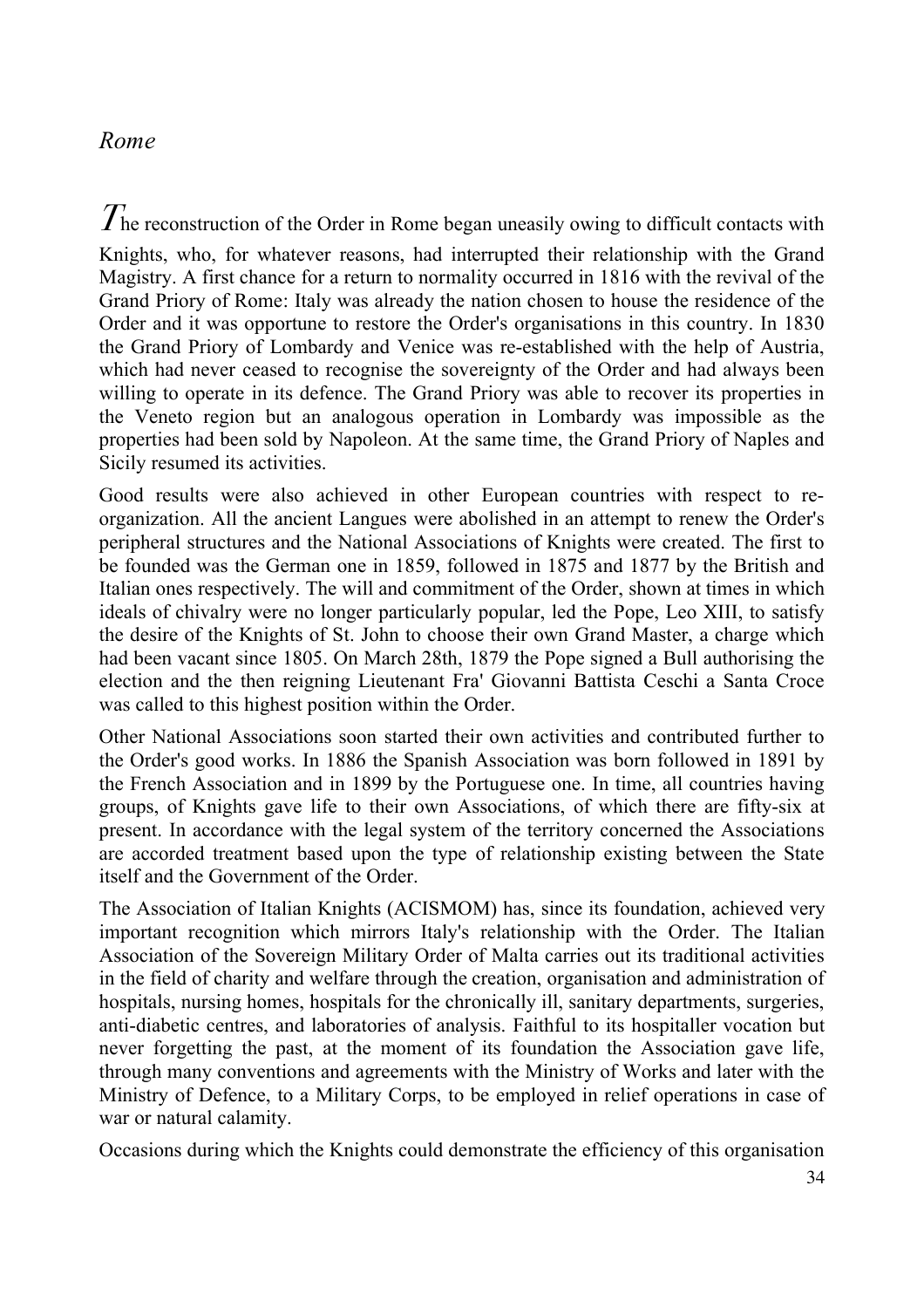*Rome*

The reconstruction of the Order in Rome began uneasily owing to difficult contacts with Knights, who, for whatever reasons, had interrupted their relationship with the Grand Magistry. A first chance for a return to normality occurred in 1816 with the revival of the Grand Priory of Rome: Italy was already the nation chosen to house the residence of the Order and it was opportune to restore the Order's organisations in this country. In 1830 the Grand Priory of Lombardy and Venice was re-established with the help of Austria, which had never ceased to recognise the sovereignty of the Order and had always been willing to operate in its defence. The Grand Priory was able to recover its properties in the Veneto region but an analogous operation in Lombardy was impossible as the properties had been sold by Napoleon. At the same time, the Grand Priory of Naples and Sicily resumed its activities.

Good results were also achieved in other European countries with respect to re-organization. All the ancient Langues were abolished in an attempt to renew the Order's peripheral structures and the National Associations of Knights were created. The first to be founded was the German one in 1859, followed in 1875 and 1877 by the British and Italian ones respectively. The will and commitment of the Order, shown at times in which ideals of chivalry were no longer particularly popular, led the Pope, Leo XIII, to satisfy the desire of the Knights of St. John to choose their own Grand Master, a charge which had been vacant since 1805. On March 28th, 1879 the Pope signed a Bull authorising the election and the then reigning Lieutenant Fra' Giovanni Battista Ceschi a Santa Croce was called to this highest position within the Order.

Other National Associations soon started their own activities and contributed further to the Order's good works. In 1886 the Spanish Association was born followed in 1891 by the French Association and in 1899 by the Portuguese one. In time, all countries having groups, of Knights gave life to their own Associations, of which there are fifty-six at present. In accordance with the legal system of the territory concerned the Associations are accorded treatment based upon the type of relationship existing between the State itself and the Government of the Order.

The Association of Italian Knights (ACISMOM) has, since its foundation, achieved very important recognition which mirrors Italy's relationship with the Order. The Italian Association of the Sovereign Military Order of Malta carries out its traditional activities in the field of charity and welfare through the creation, organisation and administration of hospitals, nursing homes, hospitals for the chronically ill, sanitary departments, surgeries, anti-diabetic centres, and laboratories of analysis. Faithful to its hospitaller vocation but never forgetting the past, at the moment of its foundation the Association gave life, through many conventions and agreements with the Ministry of Works and later with the Ministry of Defence, to a Military Corps, to be employed in relief operations in case of war or natural calamity.

Occasions during which the Knights could demonstrate the efficiency of this organisation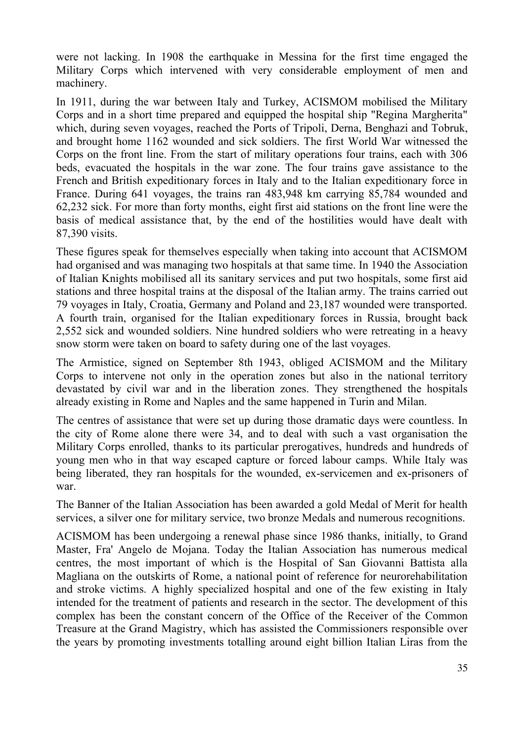were not lacking. In 1908 the earthquake in Messina for the first time engaged the Military Corps which intervened with very considerable employment of men and machinery.

In 1911, during the war between Italy and Turkey, ACISMOM mobilised the Military Corps and in a short time prepared and equipped the hospital ship "Regina Margherita" which, during seven voyages, reached the Ports of Tripoli, Derna, Benghazi and Tobruk, and brought home 1162 wounded and sick soldiers. The first World War witnessed the Corps on the front line. From the start of military operations four trains, each with 306 beds, evacuated the hospitals in the war zone. The four trains gave assistance to the French and British expeditionary forces in Italy and to the Italian expeditionary force in France. During 641 voyages, the trains ran 483,948 km carrying 85,784 wounded and 62,232 sick. For more than forty months, eight first aid stations on the front line were the basis of medical assistance that, by the end of the hostilities would have dealt with 87,390 visits.

These figures speak for themselves especially when taking into account that ACISMOM had organised and was managing two hospitals at that same time. In 1940 the Association of Italian Knights mobilised all its sanitary services and put two hospitals, some first aid stations and three hospital trains at the disposal of the Italian army. The trains carried out 79 voyages in Italy, Croatia, Germany and Poland and 23,187 wounded were transported. A fourth train, organised for the Italian expeditionary forces in Russia, brought back 2,552 sick and wounded soldiers. Nine hundred soldiers who were retreating in a heavy snow storm were taken on board to safety during one of the last voyages.

The Armistice, signed on September 8th 1943, obliged ACISMOM and the Military Corps to intervene not only in the operation zones but also in the national territory devastated by civil war and in the liberation zones. They strengthened the hospitals already existing in Rome and Naples and the same happened in Turin and Milan.

The centres of assistance that were set up during those dramatic days were countless. In the city of Rome alone there were 34, and to deal with such a vast organisation the Military Corps enrolled, thanks to its particular prerogatives, hundreds and hundreds of young men who in that way escaped capture or forced labour camps. While Italy was being liberated, they ran hospitals for the wounded, ex-servicemen and ex-prisoners of war.

The Banner of the Italian Association has been awarded a gold Medal of Merit for health services, a silver one for military service, two bronze Medals and numerous recognitions.

ACISMOM has been undergoing a renewal phase since 1986 thanks, initially, to Grand Master, Fra' Angelo de Mojana. Today the Italian Association has numerous medical centres, the most important of which is the Hospital of San Giovanni Battista alla Magliana on the outskirts of Rome, a national point of reference for neurorehabilitation and stroke victims. A highly specialized hospital and one of the few existing in Italy intended for the treatment of patients and research in the sector. The development of this complex has been the constant concern of the Office of the Receiver of the Common Treasure at the Grand Magistry, which has assisted the Commissioners responsible over the years by promoting investments totalling around eight billion Italian Liras from the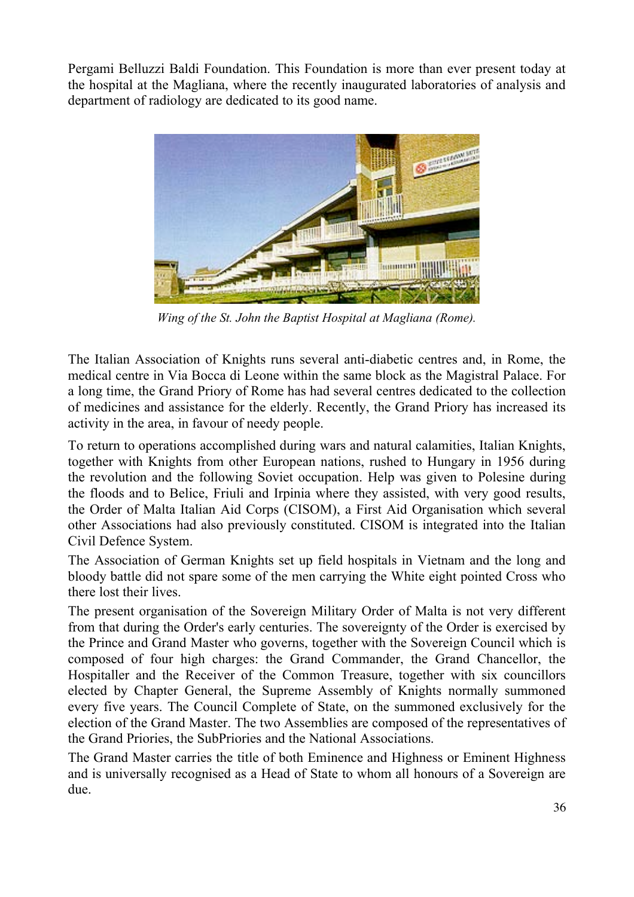Pergami Belluzzi Baldi Foundation. This Foundation is more than ever present today at the hospital at the Magliana, where the recently inaugurated laboratories of analysis and department of radiology are dedicated to its good name.

*Wing of the St. John the Baptist Hospital at Magliana (Rome).*

The Italian Association of Knights runs several anti-diabetic centres and, in Rome, the medical centre in Via Bocca di Leone within the same block as the Magistral Palace. For a long time, the Grand Priory of Rome has had several centres dedicated to the collection of medicines and assistance for the elderly. Recently, the Grand Priory has increased its activity in the area, in favour of needy people.

To return to operations accomplished during wars and natural calamities, Italian Knights, together with Knights from other European nations, rushed to Hungary in 1956 during the revolution and the following Soviet occupation. Help was given to Polesine during the floods and to Belice, Friuli and Irpinia where they assisted, with very good results, the Order of Malta Italian Aid Corps (CISOM), a First Aid Organisation which several other Associations had also previously constituted. CISOM is integrated into the Italian Civil Defence System.

The Association of German Knights set up field hospitals in Vietnam and the long and bloody battle did not spare some of the men carrying the White eight pointed Cross who there lost their lives.

The present organisation of the Sovereign Military Order of Malta is not very different from that during the Order's early centuries. The sovereignty of the Order is exercised by the Prince and Grand Master who governs, together with the Sovereign Council which is composed of four high charges: the Grand Commander, the Grand Chancellor, the Hospitaller and the Receiver of the Common Treasure, together with six councillors elected by Chapter General, the Supreme Assembly of Knights normally summoned every five years. The Council Complete of State, on the summoned exclusively for the election of the Grand Master. The two Assemblies are composed of the representatives of the Grand Priories, the SubPriories and the National Associations.

The Grand Master carries the title of both Eminence and Highness or Eminent Highness and is universally recognised as a Head of State to whom all honours of a Sovereign are due.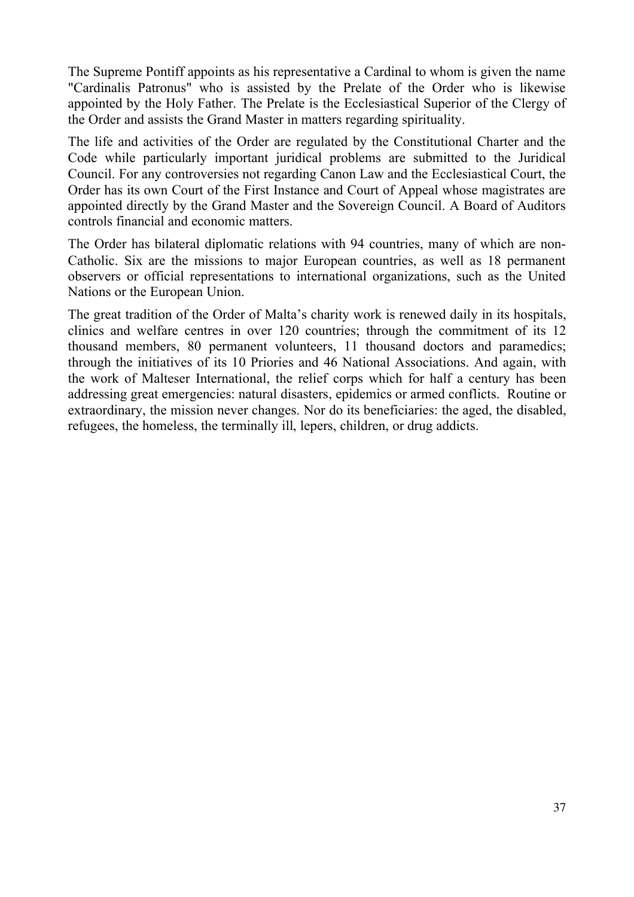The Supreme Pontiff appoints as his representative a Cardinal to whom is given the name "Cardinalis Patronus" who is assisted by the Prelate of the Order who is likewise appointed by the Holy Father. The Prelate is the Ecclesiastical Superior of the Clergy of the Order and assists the Grand Master in matters regarding spirituality.

The life and activities of the Order are regulated by the Constitutional Charter and the Code while particularly important juridical problems are submitted to the Juridical Council. For any controversies not regarding Canon Law and the Ecclesiastical Court, the Order has its own Court of the First Instance and Court of Appeal whose magistrates are appointed directly by the Grand Master and the Sovereign Council. A Board of Auditors controls financial and economic matters.

The Order has bilateral diplomatic relations with 94 countries, many of which are non-Catholic. Six are the missions to major European countries, as well as 18 permanent observers or official representations to international organizations, such as the United Nations or the European Union.

The great tradition of the Order of Malta's charity work is renewed daily in its hospitals, clinics and welfare centres in over 120 countries; through the commitment of its 12 thousand members, 80 permanent volunteers, 11 thousand doctors and paramedics; through the initiatives of its 10 Priories and 46 National Associations. And again, with the work of Malteser International, the relief corps which for half a century has been addressing great emergencies: natural disasters, epidemics or armed conflicts. Routine or extraordinary, the mission never changes. Nor do its beneficiaries: the aged, the disabled, refugees, the homeless, the terminally ill, lepers, children, or drug addicts.